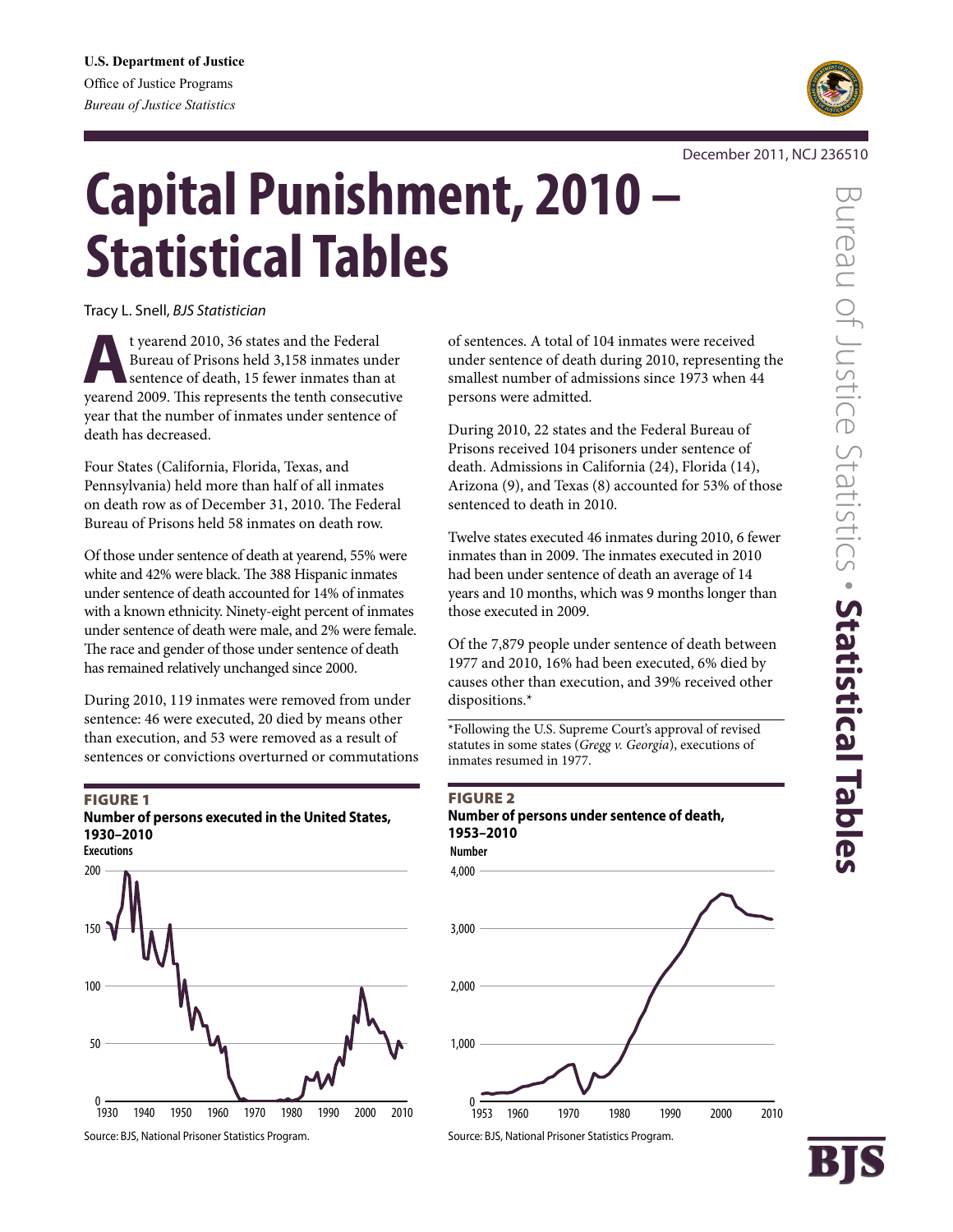U.S. Department of Justice
Office of Justice Programs
*Bureau of Justice Statistics*

December 2011, NCJ 236510

# Capital Punishment, 2010 – Statistical Tables

Tracy L. Snell, *BJS Statistician*

At yearend 2010, 36 states and the Federal Bureau of Prisons held 3,158 inmates under sentence of death, 15 fewer inmates than at yearend 2009. This represents the tenth consecutive year that the number of inmates under sentence of death has decreased.

Four States (California, Florida, Texas, and Pennsylvania) held more than half of all inmates on death row as of December 31, 2010. The Federal Bureau of Prisons held 58 inmates on death row.

Of those under sentence of death at yearend, 55% were white and 42% were black. The 388 Hispanic inmates under sentence of death accounted for 14% of inmates with a known ethnicity. Ninety-eight percent of inmates under sentence of death were male, and 2% were female. The race and gender of those under sentence of death has remained relatively unchanged since 2000.

During 2010, 119 inmates were removed from under sentence: 46 were executed, 20 died by means other than execution, and 53 were removed as a result of sentences or convictions overturned or commutations of sentences. A total of 104 inmates were received under sentence of death during 2010, representing the smallest number of admissions since 1973 when 44 persons were admitted.

During 2010, 22 states and the Federal Bureau of Prisons received 104 prisoners under sentence of death. Admissions in California (24), Florida (14), Arizona (9), and Texas (8) accounted for 53% of those sentenced to death in 2010.

Twelve states executed 46 inmates during 2010, 6 fewer inmates than in 2009. The inmates executed in 2010 had been under sentence of death an average of 14 years and 10 months, which was 9 months longer than those executed in 2009.

Of the 7,879 people under sentence of death between 1977 and 2010, 16% had been executed, 6% died by causes other than execution, and 39% received other dispositions.*

*Following the U.S. Supreme Court's approval of revised statutes in some states (*Gregg v. Georgia*), executions of inmates resumed in 1977.

**FIGURE 1**
**Number of persons executed in the United States, 1930–2010**

Source: BJS, National Prisoner Statistics Program.

**FIGURE 2**
**Number of persons under sentence of death, 1953–2010**

Source: BJS, National Prisoner Statistics Program.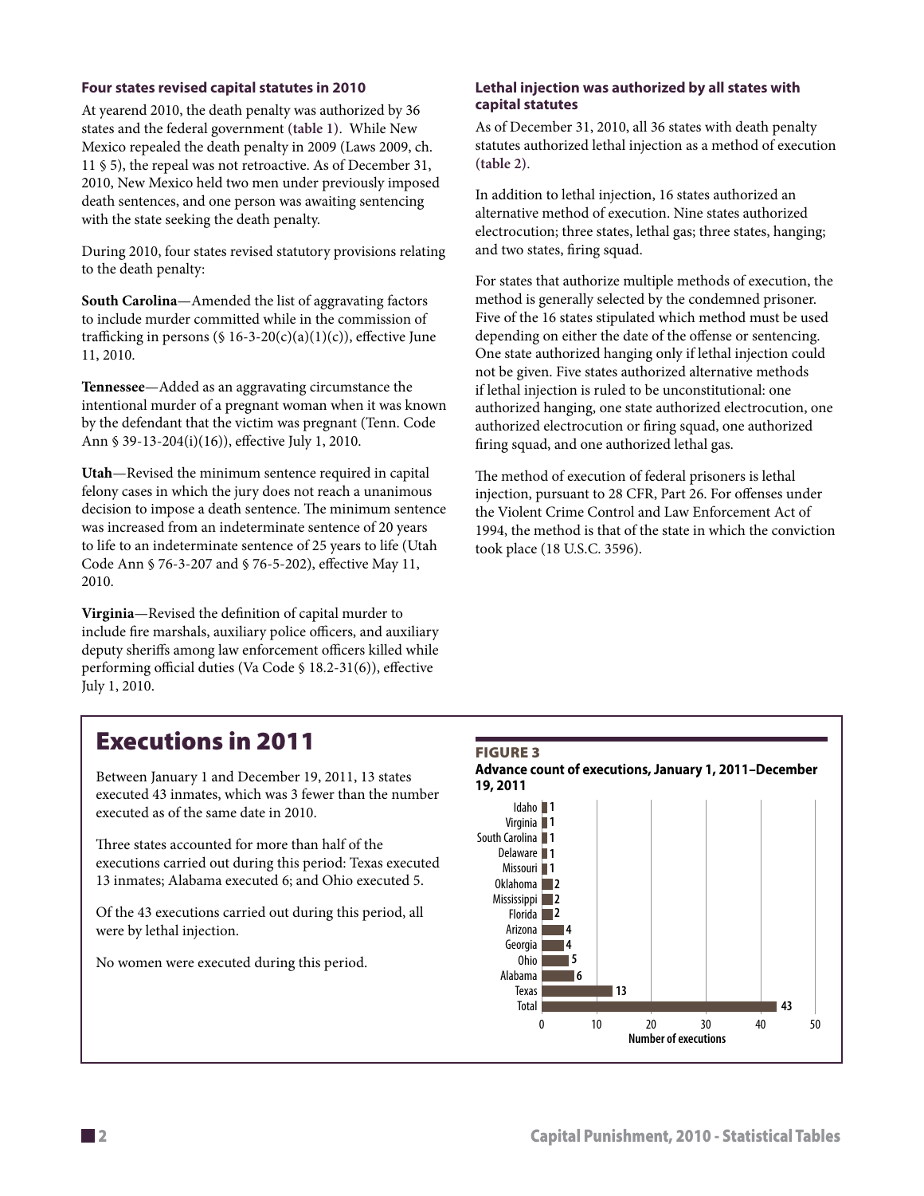### Four states revised capital statutes in 2010

At yearend 2010, the death penalty was authorized by 36 states and the federal government (**table 1**). While New Mexico repealed the death penalty in 2009 (Laws 2009, ch. 11 § 5), the repeal was not retroactive. As of December 31, 2010, New Mexico held two men under previously imposed death sentences, and one person was awaiting sentencing with the state seeking the death penalty.

During 2010, four states revised statutory provisions relating to the death penalty:

**South Carolina**—Amended the list of aggravating factors to include murder committed while in the commission of trafficking in persons (§ 16-3-20(c)(a)(1)(c)), effective June 11, 2010.

**Tennessee**—Added as an aggravating circumstance the intentional murder of a pregnant woman when it was known by the defendant that the victim was pregnant (Tenn. Code Ann § 39-13-204(i)(16)), effective July 1, 2010.

**Utah**—Revised the minimum sentence required in capital felony cases in which the jury does not reach a unanimous decision to impose a death sentence. The minimum sentence was increased from an indeterminate sentence of 20 years to life to an indeterminate sentence of 25 years to life (Utah Code Ann § 76-3-207 and § 76-5-202), effective May 11, 2010.

**Virginia**—Revised the definition of capital murder to include fire marshals, auxiliary police officers, and auxiliary deputy sheriffs among law enforcement officers killed while performing official duties (Va Code § 18.2-31(6)), effective July 1, 2010.

### Lethal injection was authorized by all states with capital statutes

As of December 31, 2010, all 36 states with death penalty statutes authorized lethal injection as a method of execution (**table 2**).

In addition to lethal injection, 16 states authorized an alternative method of execution. Nine states authorized electrocution; three states, lethal gas; three states, hanging; and two states, firing squad.

For states that authorize multiple methods of execution, the method is generally selected by the condemned prisoner. Five of the 16 states stipulated which method must be used depending on either the date of the offense or sentencing. One state authorized hanging only if lethal injection could not be given. Five states authorized alternative methods if lethal injection is ruled to be unconstitutional: one authorized hanging, one state authorized electrocution, one authorized electrocution or firing squad, one authorized firing squad, and one authorized lethal gas.

The method of execution of federal prisoners is lethal injection, pursuant to 28 CFR, Part 26. For offenses under the Violent Crime Control and Law Enforcement Act of 1994, the method is that of the state in which the conviction took place (18 U.S.C. 3596).

## Executions in 2011

Between January 1 and December 19, 2011, 13 states executed 43 inmates, which was 3 fewer than the number executed as of the same date in 2010.

Three states accounted for more than half of the executions carried out during this period: Texas executed 13 inmates; Alabama executed 6; and Ohio executed 5.

Of the 43 executions carried out during this period, all were by lethal injection.

No women were executed during this period.

**FIGURE 3**

**Advance count of executions, January 1, 2011–December 19, 2011**

| State | Number of executions |
|---|---|
| Idaho | 1 |
| Virginia | 1 |
| South Carolina | 1 |
| Delaware | 1 |
| Missouri | 1 |
| Oklahoma | 2 |
| Mississippi | 2 |
| Florida | 2 |
| Arizona | 4 |
| Georgia | 4 |
| Ohio | 5 |
| Alabama | 6 |
| Texas | 13 |
| Total | 43 |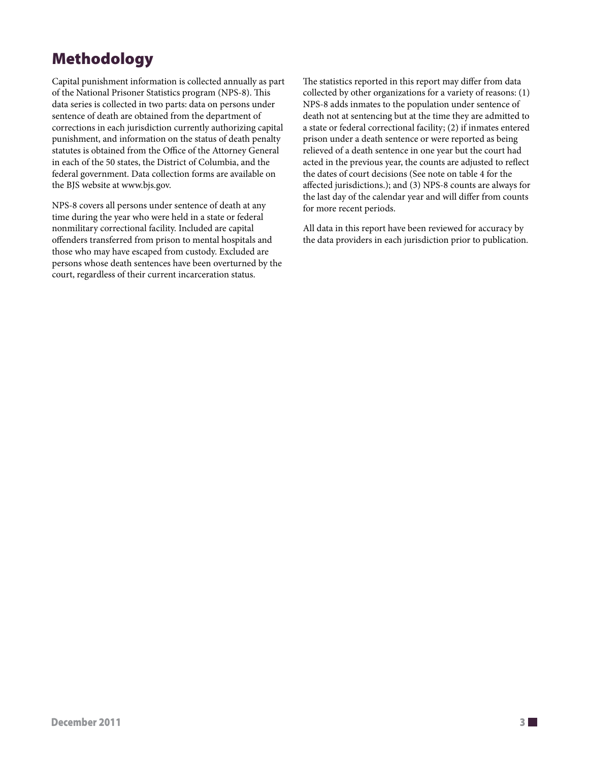# Methodology

Capital punishment information is collected annually as part of the National Prisoner Statistics program (NPS-8). This data series is collected in two parts: data on persons under sentence of death are obtained from the department of corrections in each jurisdiction currently authorizing capital punishment, and information on the status of death penalty statutes is obtained from the Office of the Attorney General in each of the 50 states, the District of Columbia, and the federal government. Data collection forms are available on the BJS website at www.bjs.gov.

NPS-8 covers all persons under sentence of death at any time during the year who were held in a state or federal nonmilitary correctional facility. Included are capital offenders transferred from prison to mental hospitals and those who may have escaped from custody. Excluded are persons whose death sentences have been overturned by the court, regardless of their current incarceration status.

The statistics reported in this report may differ from data collected by other organizations for a variety of reasons: (1) NPS-8 adds inmates to the population under sentence of death not at sentencing but at the time they are admitted to a state or federal correctional facility; (2) if inmates entered prison under a death sentence or were reported as being relieved of a death sentence in one year but the court had acted in the previous year, the counts are adjusted to reflect the dates of court decisions (See note on table 4 for the affected jurisdictions.); and (3) NPS-8 counts are always for the last day of the calendar year and will differ from counts for more recent periods.

All data in this report have been reviewed for accuracy by the data providers in each jurisdiction prior to publication.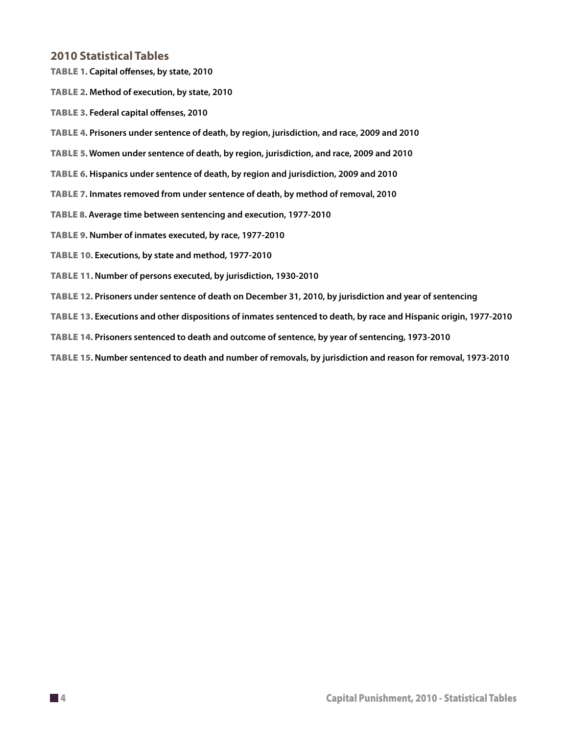## 2010 Statistical Tables

**TABLE 1. Capital offenses, by state, 2010**

**TABLE 2. Method of execution, by state, 2010**

**TABLE 3. Federal capital offenses, 2010**

**TABLE 4. Prisoners under sentence of death, by region, jurisdiction, and race, 2009 and 2010**

**TABLE 5. Women under sentence of death, by region, jurisdiction, and race, 2009 and 2010**

**TABLE 6. Hispanics under sentence of death, by region and jurisdiction, 2009 and 2010**

**TABLE 7. Inmates removed from under sentence of death, by method of removal, 2010**

**TABLE 8. Average time between sentencing and execution, 1977-2010**

**TABLE 9. Number of inmates executed, by race, 1977-2010**

**TABLE 10. Executions, by state and method, 1977-2010**

**TABLE 11. Number of persons executed, by jurisdiction, 1930-2010**

**TABLE 12. Prisoners under sentence of death on December 31, 2010, by jurisdiction and year of sentencing**

**TABLE 13. Executions and other dispositions of inmates sentenced to death, by race and Hispanic origin, 1977-2010**

**TABLE 14. Prisoners sentenced to death and outcome of sentence, by year of sentencing, 1973-2010**

**TABLE 15. Number sentenced to death and number of removals, by jurisdiction and reason for removal, 1973-2010**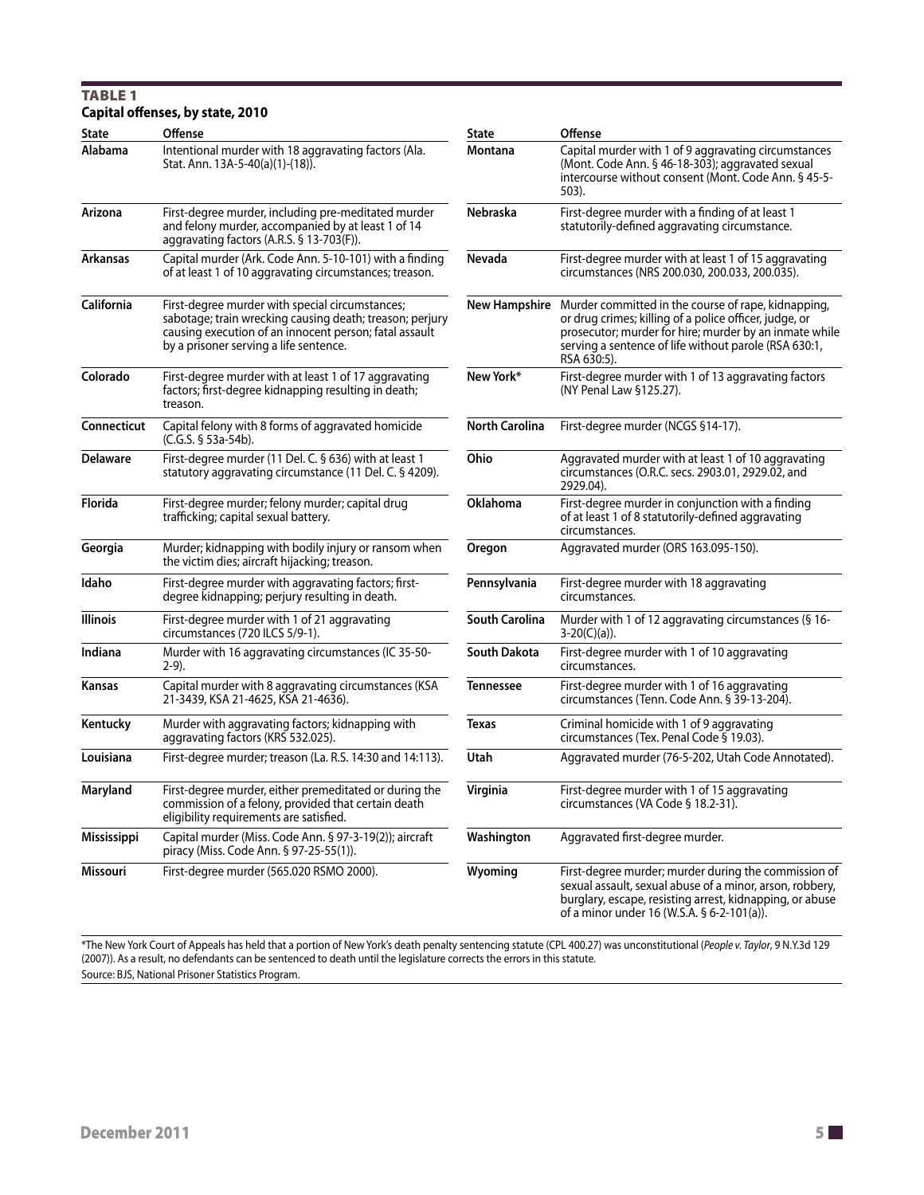**TABLE 1**

**Capital offenses, by state, 2010**

| State | Offense | State | Offense |
|---|---|---|---|
| **Alabama** | Intentional murder with 18 aggravating factors (Ala. Stat. Ann. 13A-5-40(a)(1)-(18)). | **Montana** | Capital murder with 1 of 9 aggravating circumstances (Mont. Code Ann. § 46-18-303); aggravated sexual intercourse without consent (Mont. Code Ann. § 45-5-503). |
| **Arizona** | First-degree murder, including pre-meditated murder and felony murder, accompanied by at least 1 of 14 aggravating factors (A.R.S. § 13-703(F)). | **Nebraska** | First-degree murder with a finding of at least 1 statutorily-defined aggravating circumstance. |
| **Arkansas** | Capital murder (Ark. Code Ann. 5-10-101) with a finding of at least 1 of 10 aggravating circumstances; treason. | **Nevada** | First-degree murder with at least 1 of 15 aggravating circumstances (NRS 200.030, 200.033, 200.035). |
| **California** | First-degree murder with special circumstances; sabotage; train wrecking causing death; treason; perjury causing execution of an innocent person; fatal assault by a prisoner serving a life sentence. | **New Hampshire** | Murder committed in the course of rape, kidnapping, or drug crimes; killing of a police officer, judge, or prosecutor; murder for hire; murder by an inmate while serving a sentence of life without parole (RSA 630:1, RSA 630:5). |
| **Colorado** | First-degree murder with at least 1 of 17 aggravating factors; first-degree kidnapping resulting in death; treason. | **New York*** | First-degree murder with 1 of 13 aggravating factors (NY Penal Law §125.27). |
| **Connecticut** | Capital felony with 8 forms of aggravated homicide (C.G.S. § 53a-54b). | **North Carolina** | First-degree murder (NCGS §14-17). |
| **Delaware** | First-degree murder (11 Del. C. § 636) with at least 1 statutory aggravating circumstance (11 Del. C. § 4209). | **Ohio** | Aggravated murder with at least 1 of 10 aggravating circumstances (O.R.C. secs. 2903.01, 2929.02, and 2929.04). |
| **Florida** | First-degree murder; felony murder; capital drug trafficking; capital sexual battery. | **Oklahoma** | First-degree murder in conjunction with a finding of at least 1 of 8 statutorily-defined aggravating circumstances. |
| **Georgia** | Murder; kidnapping with bodily injury or ransom when the victim dies; aircraft hijacking; treason. | **Oregon** | Aggravated murder (ORS 163.095-150). |
| **Idaho** | First-degree murder with aggravating factors; first-degree kidnapping; perjury resulting in death. | **Pennsylvania** | First-degree murder with 18 aggravating circumstances. |
| **Illinois** | First-degree murder with 1 of 21 aggravating circumstances (720 ILCS 5/9-1). | **South Carolina** | Murder with 1 of 12 aggravating circumstances (§ 16-3-20(C)(a)). |
| **Indiana** | Murder with 16 aggravating circumstances (IC 35-50-2-9). | **South Dakota** | First-degree murder with 1 of 10 aggravating circumstances. |
| **Kansas** | Capital murder with 8 aggravating circumstances (KSA 21-3439, KSA 21-4625, KSA 21-4636). | **Tennessee** | First-degree murder with 1 of 16 aggravating circumstances (Tenn. Code Ann. § 39-13-204). |
| **Kentucky** | Murder with aggravating factors; kidnapping with aggravating factors (KRS 532.025). | **Texas** | Criminal homicide with 1 of 9 aggravating circumstances (Tex. Penal Code § 19.03). |
| **Louisiana** | First-degree murder; treason (La. R.S. 14:30 and 14:113). | **Utah** | Aggravated murder (76-5-202, Utah Code Annotated). |
| **Maryland** | First-degree murder, either premeditated or during the commission of a felony, provided that certain death eligibility requirements are satisfied. | **Virginia** | First-degree murder with 1 of 15 aggravating circumstances (VA Code § 18.2-31). |
| **Mississippi** | Capital murder (Miss. Code Ann. § 97-3-19(2)); aircraft piracy (Miss. Code Ann. § 97-25-55(1)). | **Washington** | Aggravated first-degree murder. |
| **Missouri** | First-degree murder (565.020 RSMO 2000). | **Wyoming** | First-degree murder; murder during the commission of sexual assault, sexual abuse of a minor, arson, robbery, burglary, escape, resisting arrest, kidnapping, or abuse of a minor under 16 (W.S.A. § 6-2-101(a)). |

*The New York Court of Appeals has held that a portion of New York's death penalty sentencing statute (CPL 400.27) was unconstitutional (*People v. Taylor*, 9 N.Y.3d 129 (2007)). As a result, no defendants can be sentenced to death until the legislature corrects the errors in this statute.

Source: BJS, National Prisoner Statistics Program.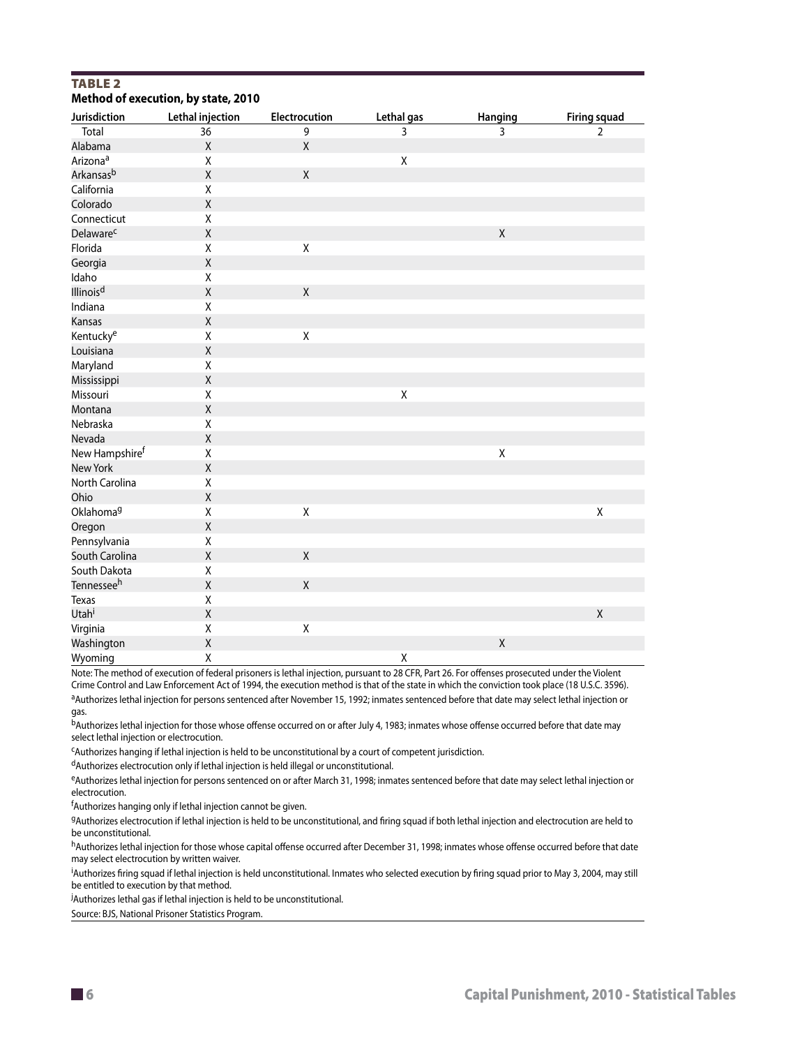**TABLE 2**

**Method of execution, by state, 2010**

| Jurisdiction | Lethal injection | Electrocution | Lethal gas | Hanging | Firing squad |
|---|---|---|---|---|---|
| Total | 36 | 9 | 3 | 3 | 2 |
| Alabama | X | X | | | |
| Arizona[a] | X | | X | | |
| Arkansas[b] | X | X | | | |
| California | X | | | | |
| Colorado | X | | | | |
| Connecticut | X | | | | |
| Delaware[c] | X | | | X | |
| Florida | X | X | | | |
| Georgia | X | | | | |
| Idaho | X | | | | |
| Illinois[d] | X | X | | | |
| Indiana | X | | | | |
| Kansas | X | | | | |
| Kentucky[e] | X | X | | | |
| Louisiana | X | | | | |
| Maryland | X | | | | |
| Mississippi | X | | | | |
| Missouri | X | | X | | |
| Montana | X | | | | |
| Nebraska | X | | | | |
| Nevada | X | | | | |
| New Hampshire[f] | X | | | X | |
| New York | X | | | | |
| North Carolina | X | | | | |
| Ohio | X | | | | |
| Oklahoma[g] | X | X | | | X |
| Oregon | X | | | | |
| Pennsylvania | X | | | | |
| South Carolina | X | X | | | |
| South Dakota | X | | | | |
| Tennessee[h] | X | X | | | |
| Texas | X | | | | |
| Utah[i] | X | | | | X |
| Virginia | X | X | | | |
| Washington | X | | | X | |
| Wyoming | X | | X | | |

Note: The method of execution of federal prisoners is lethal injection, pursuant to 28 CFR, Part 26. For offenses prosecuted under the Violent Crime Control and Law Enforcement Act of 1994, the execution method is that of the state in which the conviction took place (18 U.S.C. 3596).

[a]Authorizes lethal injection for persons sentenced after November 15, 1992; inmates sentenced before that date may select lethal injection or gas.

[b]Authorizes lethal injection for those whose offense occurred on or after July 4, 1983; inmates whose offense occurred before that date may select lethal injection or electrocution.

[c]Authorizes hanging if lethal injection is held to be unconstitutional by a court of competent jurisdiction.

[d]Authorizes electrocution only if lethal injection is held illegal or unconstitutional.

[e]Authorizes lethal injection for persons sentenced on or after March 31, 1998; inmates sentenced before that date may select lethal injection or electrocution.

[f]Authorizes hanging only if lethal injection cannot be given.

[g]Authorizes electrocution if lethal injection is held to be unconstitutional, and firing squad if both lethal injection and electrocution are held to be unconstitutional.

[h]Authorizes lethal injection for those whose capital offense occurred after December 31, 1998; inmates whose offense occurred before that date may select electrocution by written waiver.

[i]Authorizes firing squad if lethal injection is held unconstitutional. Inmates who selected execution by firing squad prior to May 3, 2004, may still be entitled to execution by that method.

[j]Authorizes lethal gas if lethal injection is held to be unconstitutional.

Source: BJS, National Prisoner Statistics Program.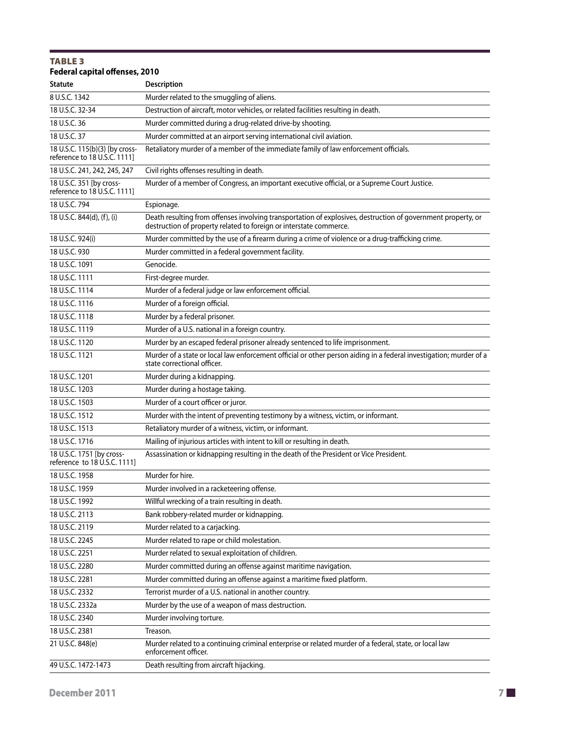**TABLE 3**
**Federal capital offenses, 2010**

| Statute | Description |
|---|---|
| 8 U.S.C. 1342 | Murder related to the smuggling of aliens. |
| 18 U.S.C. 32-34 | Destruction of aircraft, motor vehicles, or related facilities resulting in death. |
| 18 U.S.C. 36 | Murder committed during a drug-related drive-by shooting. |
| 18 U.S.C. 37 | Murder committed at an airport serving international civil aviation. |
| 18 U.S.C. 115(b)(3) [by cross-reference to 18 U.S.C. 1111] | Retaliatory murder of a member of the immediate family of law enforcement officials. |
| 18 U.S.C. 241, 242, 245, 247 | Civil rights offenses resulting in death. |
| 18 U.S.C. 351 [by cross-reference to 18 U.S.C. 1111] | Murder of a member of Congress, an important executive official, or a Supreme Court Justice. |
| 18 U.S.C. 794 | Espionage. |
| 18 U.S.C. 844(d), (f), (i) | Death resulting from offenses involving transportation of explosives, destruction of government property, or destruction of property related to foreign or interstate commerce. |
| 18 U.S.C. 924(i) | Murder committed by the use of a firearm during a crime of violence or a drug-trafficking crime. |
| 18 U.S.C. 930 | Murder committed in a federal government facility. |
| 18 U.S.C. 1091 | Genocide. |
| 18 U.S.C. 1111 | First-degree murder. |
| 18 U.S.C. 1114 | Murder of a federal judge or law enforcement official. |
| 18 U.S.C. 1116 | Murder of a foreign official. |
| 18 U.S.C. 1118 | Murder by a federal prisoner. |
| 18 U.S.C. 1119 | Murder of a U.S. national in a foreign country. |
| 18 U.S.C. 1120 | Murder by an escaped federal prisoner already sentenced to life imprisonment. |
| 18 U.S.C. 1121 | Murder of a state or local law enforcement official or other person aiding in a federal investigation; murder of a state correctional officer. |
| 18 U.S.C. 1201 | Murder during a kidnapping. |
| 18 U.S.C. 1203 | Murder during a hostage taking. |
| 18 U.S.C. 1503 | Murder of a court officer or juror. |
| 18 U.S.C. 1512 | Murder with the intent of preventing testimony by a witness, victim, or informant. |
| 18 U.S.C. 1513 | Retaliatory murder of a witness, victim, or informant. |
| 18 U.S.C. 1716 | Mailing of injurious articles with intent to kill or resulting in death. |
| 18 U.S.C. 1751 [by cross-reference to 18 U.S.C. 1111] | Assassination or kidnapping resulting in the death of the President or Vice President. |
| 18 U.S.C. 1958 | Murder for hire. |
| 18 U.S.C. 1959 | Murder involved in a racketeering offense. |
| 18 U.S.C. 1992 | Willful wrecking of a train resulting in death. |
| 18 U.S.C. 2113 | Bank robbery-related murder or kidnapping. |
| 18 U.S.C. 2119 | Murder related to a carjacking. |
| 18 U.S.C. 2245 | Murder related to rape or child molestation. |
| 18 U.S.C. 2251 | Murder related to sexual exploitation of children. |
| 18 U.S.C. 2280 | Murder committed during an offense against maritime navigation. |
| 18 U.S.C. 2281 | Murder committed during an offense against a maritime fixed platform. |
| 18 U.S.C. 2332 | Terrorist murder of a U.S. national in another country. |
| 18 U.S.C. 2332a | Murder by the use of a weapon of mass destruction. |
| 18 U.S.C. 2340 | Murder involving torture. |
| 18 U.S.C. 2381 | Treason. |
| 21 U.S.C. 848(e) | Murder related to a continuing criminal enterprise or related murder of a federal, state, or local law enforcement officer. |
| 49 U.S.C. 1472-1473 | Death resulting from aircraft hijacking. |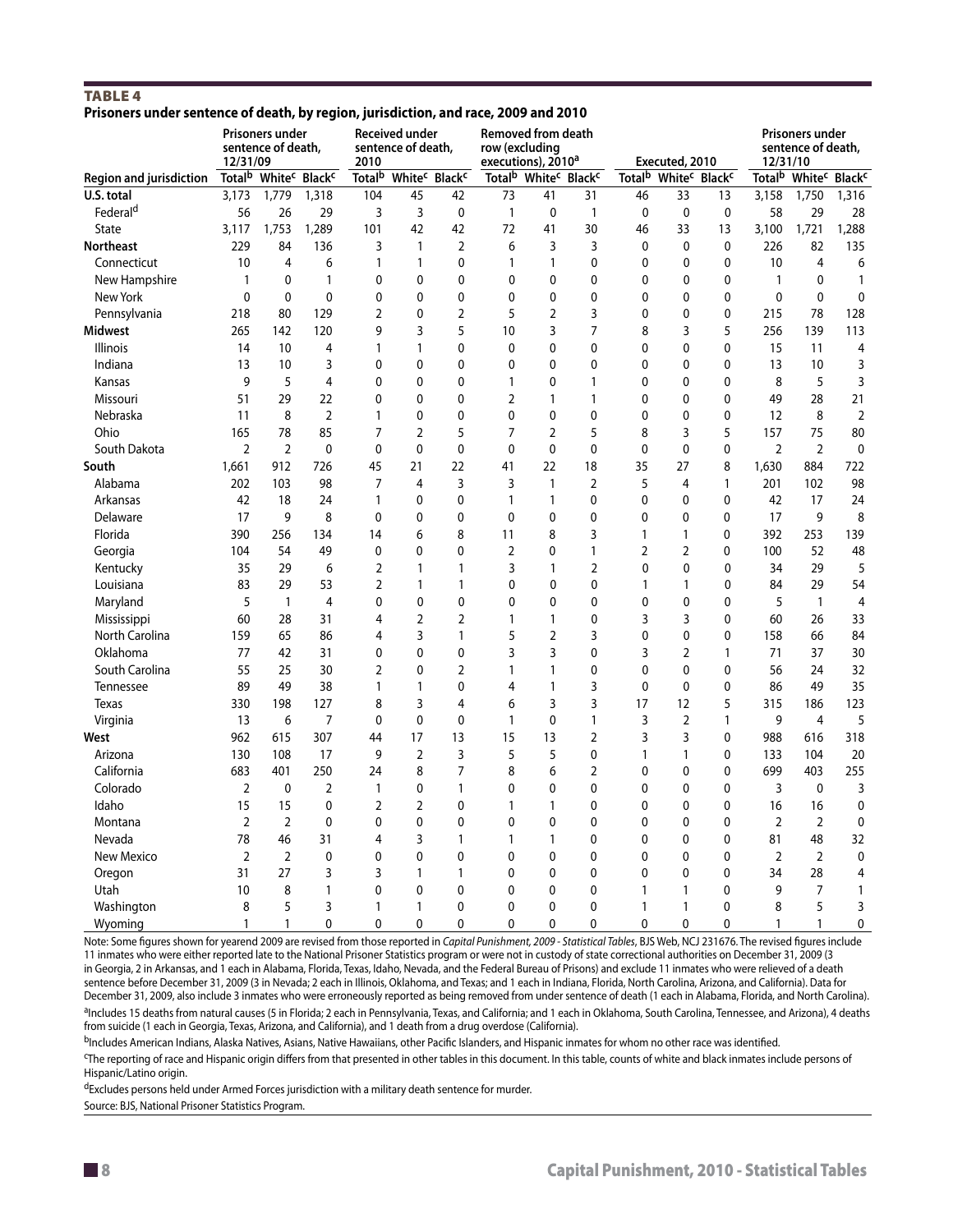**TABLE 4**

**Prisoners under sentence of death, by region, jurisdiction, and race, 2009 and 2010**

| Region and jurisdiction | Prisoners under sentence of death, 12/31/09 | | | Received under sentence of death, 2010 | | | Removed from death row (excluding executions), 2010[a] | | | Executed, 2010 | | | Prisoners under sentence of death, 12/31/10 | | |
|---|---|---|---|---|---|---|---|---|---|---|---|---|---|---|---|
| | Total[b] | White[c] | Black[c] | Total[b] | White[c] | Black[c] | Total[b] | White[c] | Black[c] | Total[b] | White[c] | Black[c] | Total[b] | White[c] | Black[c] |
| **U.S. total** | 3,173 | 1,779 | 1,318 | 104 | 45 | 42 | 73 | 41 | 31 | 46 | 33 | 13 | 3,158 | 1,750 | 1,316 |
| Federal[d] | 56 | 26 | 29 | 3 | 3 | 0 | 1 | 0 | 1 | 0 | 0 | 0 | 58 | 29 | 28 |
| State | 3,117 | 1,753 | 1,289 | 101 | 42 | 42 | 72 | 41 | 30 | 46 | 33 | 13 | 3,100 | 1,721 | 1,288 |
| **Northeast** | 229 | 84 | 136 | 3 | 1 | 2 | 6 | 3 | 3 | 0 | 0 | 0 | 226 | 82 | 135 |
| Connecticut | 10 | 4 | 6 | 1 | 1 | 0 | 1 | 1 | 0 | 0 | 0 | 0 | 10 | 4 | 6 |
| New Hampshire | 1 | 0 | 1 | 0 | 0 | 0 | 0 | 0 | 0 | 0 | 0 | 0 | 1 | 0 | 1 |
| New York | 0 | 0 | 0 | 0 | 0 | 0 | 0 | 0 | 0 | 0 | 0 | 0 | 0 | 0 | 0 |
| Pennsylvania | 218 | 80 | 129 | 2 | 0 | 2 | 5 | 2 | 3 | 0 | 0 | 0 | 215 | 78 | 128 |
| **Midwest** | 265 | 142 | 120 | 9 | 3 | 5 | 10 | 3 | 7 | 8 | 3 | 5 | 256 | 139 | 113 |
| Illinois | 14 | 10 | 4 | 1 | 1 | 0 | 0 | 0 | 0 | 0 | 0 | 0 | 15 | 11 | 4 |
| Indiana | 13 | 10 | 3 | 0 | 0 | 0 | 0 | 0 | 0 | 0 | 0 | 0 | 13 | 10 | 3 |
| Kansas | 9 | 5 | 4 | 0 | 0 | 0 | 1 | 0 | 1 | 0 | 0 | 0 | 8 | 5 | 3 |
| Missouri | 51 | 29 | 22 | 0 | 0 | 0 | 2 | 1 | 1 | 0 | 0 | 0 | 49 | 28 | 21 |
| Nebraska | 11 | 8 | 2 | 1 | 0 | 0 | 0 | 0 | 0 | 0 | 0 | 0 | 12 | 8 | 2 |
| Ohio | 165 | 78 | 85 | 7 | 2 | 5 | 7 | 2 | 5 | 8 | 3 | 5 | 157 | 75 | 80 |
| South Dakota | 2 | 2 | 0 | 0 | 0 | 0 | 0 | 0 | 0 | 0 | 0 | 0 | 2 | 2 | 0 |
| **South** | 1,661 | 912 | 726 | 45 | 21 | 22 | 41 | 22 | 18 | 35 | 27 | 8 | 1,630 | 884 | 722 |
| Alabama | 202 | 103 | 98 | 7 | 4 | 3 | 3 | 1 | 2 | 5 | 4 | 1 | 201 | 102 | 98 |
| Arkansas | 42 | 18 | 24 | 1 | 0 | 0 | 1 | 1 | 0 | 0 | 0 | 0 | 42 | 17 | 24 |
| Delaware | 17 | 9 | 8 | 0 | 0 | 0 | 0 | 0 | 0 | 0 | 0 | 0 | 17 | 9 | 8 |
| Florida | 390 | 256 | 134 | 14 | 6 | 8 | 11 | 8 | 3 | 1 | 1 | 0 | 392 | 253 | 139 |
| Georgia | 104 | 54 | 49 | 0 | 0 | 0 | 2 | 0 | 1 | 2 | 2 | 0 | 100 | 52 | 48 |
| Kentucky | 35 | 29 | 6 | 2 | 1 | 1 | 3 | 1 | 2 | 0 | 0 | 0 | 34 | 29 | 5 |
| Louisiana | 83 | 29 | 53 | 2 | 1 | 1 | 0 | 0 | 0 | 1 | 1 | 0 | 84 | 29 | 54 |
| Maryland | 5 | 1 | 4 | 0 | 0 | 0 | 0 | 0 | 0 | 0 | 0 | 0 | 5 | 1 | 4 |
| Mississippi | 60 | 28 | 31 | 4 | 2 | 2 | 1 | 1 | 0 | 3 | 3 | 0 | 60 | 26 | 33 |
| North Carolina | 159 | 65 | 86 | 4 | 3 | 1 | 5 | 2 | 3 | 0 | 0 | 0 | 158 | 66 | 84 |
| Oklahoma | 77 | 42 | 31 | 0 | 0 | 0 | 3 | 3 | 0 | 3 | 2 | 1 | 71 | 37 | 30 |
| South Carolina | 55 | 25 | 30 | 2 | 0 | 2 | 1 | 1 | 0 | 0 | 0 | 0 | 56 | 24 | 32 |
| Tennessee | 89 | 49 | 38 | 1 | 1 | 0 | 4 | 1 | 3 | 0 | 0 | 0 | 86 | 49 | 35 |
| Texas | 330 | 198 | 127 | 8 | 3 | 4 | 6 | 3 | 3 | 17 | 12 | 5 | 315 | 186 | 123 |
| Virginia | 13 | 6 | 7 | 0 | 0 | 0 | 1 | 0 | 1 | 3 | 2 | 1 | 9 | 4 | 5 |
| **West** | 962 | 615 | 307 | 44 | 17 | 13 | 15 | 13 | 2 | 3 | 3 | 0 | 988 | 616 | 318 |
| Arizona | 130 | 108 | 17 | 9 | 2 | 3 | 5 | 5 | 0 | 1 | 1 | 0 | 133 | 104 | 20 |
| California | 683 | 401 | 250 | 24 | 8 | 7 | 8 | 6 | 2 | 0 | 0 | 0 | 699 | 403 | 255 |
| Colorado | 2 | 0 | 2 | 1 | 0 | 1 | 0 | 0 | 0 | 0 | 0 | 0 | 3 | 0 | 3 |
| Idaho | 15 | 15 | 0 | 2 | 2 | 0 | 1 | 1 | 0 | 0 | 0 | 0 | 16 | 16 | 0 |
| Montana | 2 | 2 | 0 | 0 | 0 | 0 | 0 | 0 | 0 | 0 | 0 | 0 | 2 | 2 | 0 |
| Nevada | 78 | 46 | 31 | 4 | 3 | 1 | 1 | 1 | 0 | 0 | 0 | 0 | 81 | 48 | 32 |
| New Mexico | 2 | 2 | 0 | 0 | 0 | 0 | 0 | 0 | 0 | 0 | 0 | 0 | 2 | 2 | 0 |
| Oregon | 31 | 27 | 3 | 3 | 1 | 1 | 0 | 0 | 0 | 0 | 0 | 0 | 34 | 28 | 4 |
| Utah | 10 | 8 | 1 | 0 | 0 | 0 | 0 | 0 | 0 | 1 | 1 | 0 | 9 | 7 | 1 |
| Washington | 8 | 5 | 3 | 1 | 1 | 0 | 0 | 0 | 0 | 1 | 1 | 0 | 8 | 5 | 3 |
| Wyoming | 1 | 1 | 0 | 0 | 0 | 0 | 0 | 0 | 0 | 0 | 0 | 0 | 1 | 1 | 0 |

Note: Some figures shown for yearend 2009 are revised from those reported in *Capital Punishment, 2009 - Statistical Tables*, BJS Web, NCJ 231676. The revised figures include 11 inmates who were either reported late to the National Prisoner Statistics program or were not in custody of state correctional authorities on December 31, 2009 (3 in Georgia, 2 in Arkansas, and 1 each in Alabama, Florida, Texas, Idaho, Nevada, and the Federal Bureau of Prisons) and exclude 11 inmates who were relieved of a death sentence before December 31, 2009 (3 in Nevada; 2 each in Illinois, Oklahoma, and Texas; and 1 each in Indiana, Florida, North Carolina, Arizona, and California). Data for December 31, 2009, also include 3 inmates who were erroneously reported as being removed from under sentence of death (1 each in Alabama, Florida, and North Carolina).

[a]Includes 15 deaths from natural causes (5 in Florida; 2 each in Pennsylvania, Texas, and California; and 1 each in Oklahoma, South Carolina, Tennessee, and Arizona), 4 deaths from suicide (1 each in Georgia, Texas, Arizona, and California), and 1 death from a drug overdose (California).

[b]Includes American Indians, Alaska Natives, Asians, Native Hawaiians, other Pacific Islanders, and Hispanic inmates for whom no other race was identified.

[c]The reporting of race and Hispanic origin differs from that presented in other tables in this document. In this table, counts of white and black inmates include persons of Hispanic/Latino origin.

[d]Excludes persons held under Armed Forces jurisdiction with a military death sentence for murder.

Source: BJS, National Prisoner Statistics Program.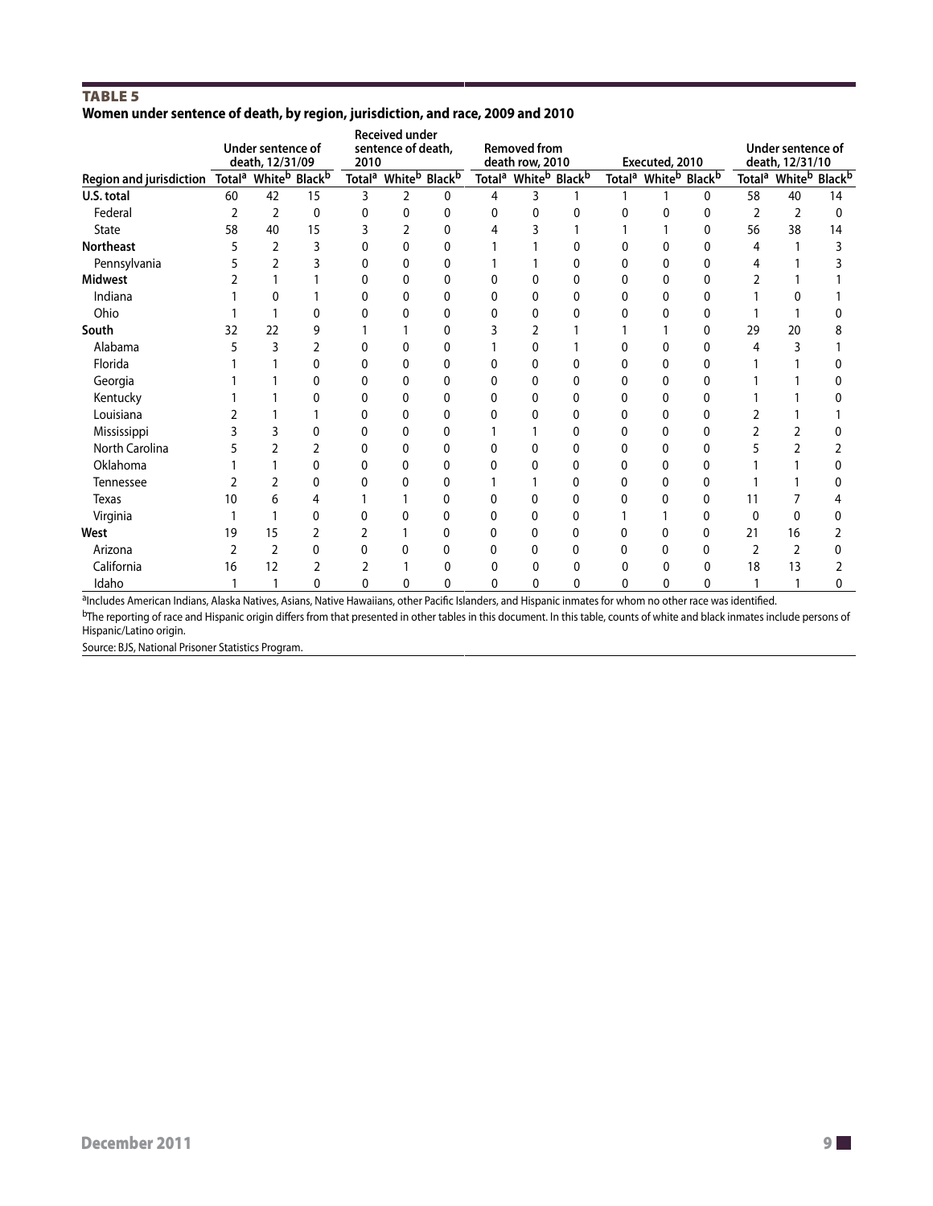**TABLE 5**

**Women under sentence of death, by region, jurisdiction, and race, 2009 and 2010**

| Region and jurisdiction | Under sentence of death, 12/31/09 | | | Received under sentence of death, 2010 | | | Removed from death row, 2010 | | | Executed, 2010 | | | Under sentence of death, 12/31/10 | | |
|---|---|---|---|---|---|---|---|---|---|---|---|---|---|---|---|
| | Total[a] | White[b] | Black[b] | Total[a] | White[b] | Black[b] | Total[a] | White[b] | Black[b] | Total[a] | White[b] | Black[b] | Total[a] | White[b] | Black[b] |
| **U.S. total** | 60 | 42 | 15 | 3 | 2 | 0 | 4 | 3 | 1 | 1 | 1 | 0 | 58 | 40 | 14 |
| Federal | 2 | 2 | 0 | 0 | 0 | 0 | 0 | 0 | 0 | 0 | 0 | 0 | 2 | 2 | 0 |
| State | 58 | 40 | 15 | 3 | 2 | 0 | 4 | 3 | 1 | 1 | 1 | 0 | 56 | 38 | 14 |
| **Northeast** | 5 | 2 | 3 | 0 | 0 | 0 | 1 | 1 | 0 | 0 | 0 | 0 | 4 | 1 | 3 |
| Pennsylvania | 5 | 2 | 3 | 0 | 0 | 0 | 1 | 1 | 0 | 0 | 0 | 0 | 4 | 1 | 3 |
| **Midwest** | 2 | 1 | 1 | 0 | 0 | 0 | 0 | 0 | 0 | 0 | 0 | 0 | 2 | 1 | 1 |
| Indiana | 1 | 0 | 1 | 0 | 0 | 0 | 0 | 0 | 0 | 0 | 0 | 0 | 1 | 0 | 1 |
| Ohio | 1 | 1 | 0 | 0 | 0 | 0 | 0 | 0 | 0 | 0 | 0 | 0 | 1 | 1 | 0 |
| **South** | 32 | 22 | 9 | 1 | 1 | 0 | 3 | 2 | 1 | 1 | 1 | 0 | 29 | 20 | 8 |
| Alabama | 5 | 3 | 2 | 0 | 0 | 0 | 1 | 0 | 1 | 0 | 0 | 0 | 4 | 3 | 1 |
| Florida | 1 | 1 | 0 | 0 | 0 | 0 | 0 | 0 | 0 | 0 | 0 | 0 | 1 | 1 | 0 |
| Georgia | 1 | 1 | 0 | 0 | 0 | 0 | 0 | 0 | 0 | 0 | 0 | 0 | 1 | 1 | 0 |
| Kentucky | 1 | 1 | 0 | 0 | 0 | 0 | 0 | 0 | 0 | 0 | 0 | 0 | 1 | 1 | 0 |
| Louisiana | 2 | 1 | 1 | 0 | 0 | 0 | 0 | 0 | 0 | 0 | 0 | 0 | 2 | 1 | 1 |
| Mississippi | 3 | 3 | 0 | 0 | 0 | 0 | 1 | 1 | 0 | 0 | 0 | 0 | 2 | 2 | 0 |
| North Carolina | 5 | 2 | 2 | 0 | 0 | 0 | 0 | 0 | 0 | 0 | 0 | 0 | 5 | 2 | 2 |
| Oklahoma | 1 | 1 | 0 | 0 | 0 | 0 | 0 | 0 | 0 | 0 | 0 | 0 | 1 | 1 | 0 |
| Tennessee | 2 | 2 | 0 | 0 | 0 | 0 | 1 | 1 | 0 | 0 | 0 | 0 | 1 | 1 | 0 |
| Texas | 10 | 6 | 4 | 1 | 1 | 0 | 0 | 0 | 0 | 0 | 0 | 0 | 11 | 7 | 4 |
| Virginia | 1 | 1 | 0 | 0 | 0 | 0 | 0 | 0 | 0 | 1 | 1 | 0 | 0 | 0 | 0 |
| **West** | 19 | 15 | 2 | 2 | 1 | 0 | 0 | 0 | 0 | 0 | 0 | 0 | 21 | 16 | 2 |
| Arizona | 2 | 2 | 0 | 0 | 0 | 0 | 0 | 0 | 0 | 0 | 0 | 0 | 2 | 2 | 0 |
| California | 16 | 12 | 2 | 2 | 1 | 0 | 0 | 0 | 0 | 0 | 0 | 0 | 18 | 13 | 2 |
| Idaho | 1 | 1 | 0 | 0 | 0 | 0 | 0 | 0 | 0 | 0 | 0 | 0 | 1 | 1 | 0 |

[a]Includes American Indians, Alaska Natives, Asians, Native Hawaiians, other Pacific Islanders, and Hispanic inmates for whom no other race was identified.

[b]The reporting of race and Hispanic origin differs from that presented in other tables in this document. In this table, counts of white and black inmates include persons of Hispanic/Latino origin.

Source: BJS, National Prisoner Statistics Program.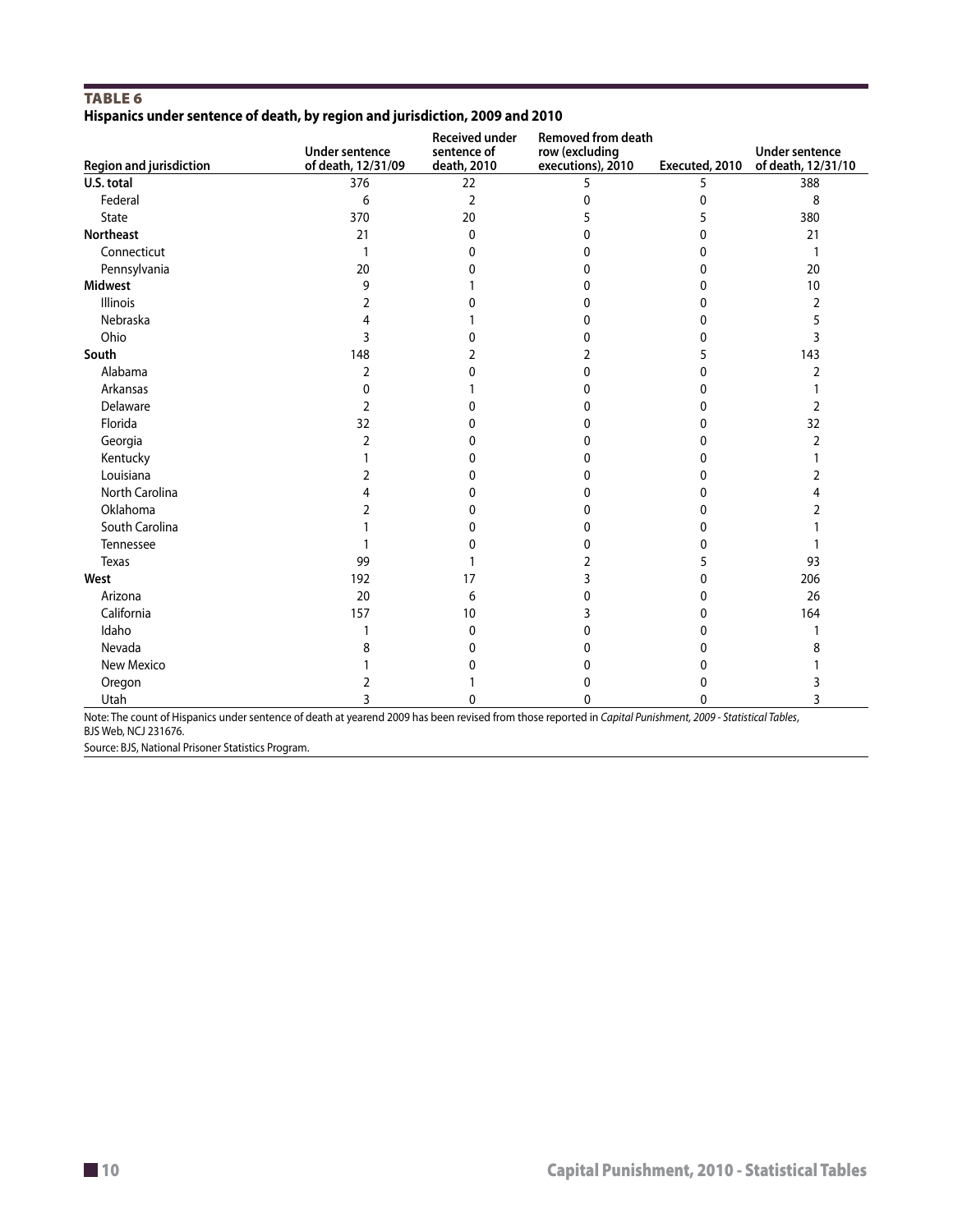**TABLE 6**

**Hispanics under sentence of death, by region and jurisdiction, 2009 and 2010**

| Region and jurisdiction | Under sentence of death, 12/31/09 | Received under sentence of death, 2010 | Removed from death row (excluding executions), 2010 | Executed, 2010 | Under sentence of death, 12/31/10 |
|---|---|---|---|---|---|
| **U.S. total** | 376 | 22 | 5 | 5 | 388 |
| Federal | 6 | 2 | 0 | 0 | 8 |
| State | 370 | 20 | 5 | 5 | 380 |
| **Northeast** | 21 | 0 | 0 | 0 | 21 |
| Connecticut | 1 | 0 | 0 | 0 | 1 |
| Pennsylvania | 20 | 0 | 0 | 0 | 20 |
| **Midwest** | 9 | 1 | 0 | 0 | 10 |
| Illinois | 2 | 0 | 0 | 0 | 2 |
| Nebraska | 4 | 1 | 0 | 0 | 5 |
| Ohio | 3 | 0 | 0 | 0 | 3 |
| **South** | 148 | 2 | 2 | 5 | 143 |
| Alabama | 2 | 0 | 0 | 0 | 2 |
| Arkansas | 0 | 1 | 0 | 0 | 1 |
| Delaware | 2 | 0 | 0 | 0 | 2 |
| Florida | 32 | 0 | 0 | 0 | 32 |
| Georgia | 2 | 0 | 0 | 0 | 2 |
| Kentucky | 1 | 0 | 0 | 0 | 1 |
| Louisiana | 2 | 0 | 0 | 0 | 2 |
| North Carolina | 4 | 0 | 0 | 0 | 4 |
| Oklahoma | 2 | 0 | 0 | 0 | 2 |
| South Carolina | 1 | 0 | 0 | 0 | 1 |
| Tennessee | 1 | 0 | 0 | 0 | 1 |
| Texas | 99 | 1 | 2 | 5 | 93 |
| **West** | 192 | 17 | 3 | 0 | 206 |
| Arizona | 20 | 6 | 0 | 0 | 26 |
| California | 157 | 10 | 3 | 0 | 164 |
| Idaho | 1 | 0 | 0 | 0 | 1 |
| Nevada | 8 | 0 | 0 | 0 | 8 |
| New Mexico | 1 | 0 | 0 | 0 | 1 |
| Oregon | 2 | 1 | 0 | 0 | 3 |
| Utah | 3 | 0 | 0 | 0 | 3 |

Note: The count of Hispanics under sentence of death at yearend 2009 has been revised from those reported in *Capital Punishment, 2009 - Statistical Tables*, BJS Web, NCJ 231676.

Source: BJS, National Prisoner Statistics Program.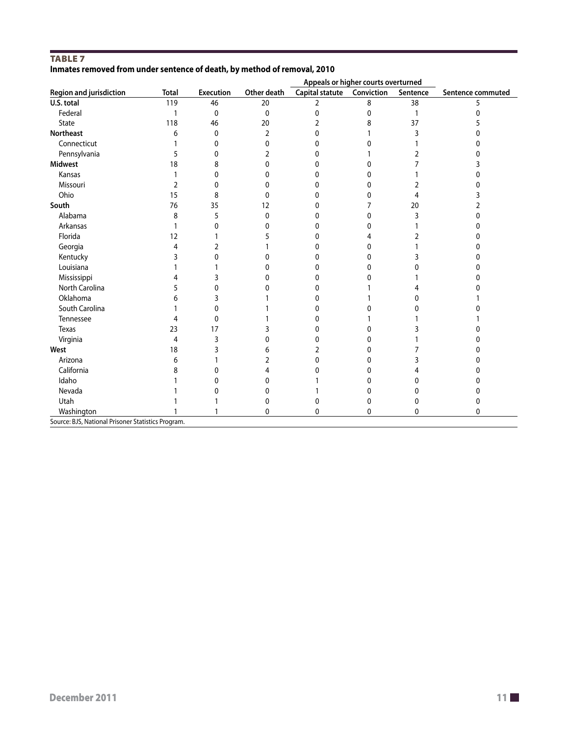**TABLE 7**

**Inmates removed from under sentence of death, by method of removal, 2010**

| Region and jurisdiction | Total | Execution | Other death | Appeals or higher courts overturned | | | Sentence commuted |
|---|---|---|---|---|---|---|---|
| | | | | Capital statute | Conviction | Sentence | |
| **U.S. total** | 119 | 46 | 20 | 2 | 8 | 38 | 5 |
| Federal | 1 | 0 | 0 | 0 | 0 | 1 | 0 |
| State | 118 | 46 | 20 | 2 | 8 | 37 | 5 |
| **Northeast** | 6 | 0 | 2 | 0 | 1 | 3 | 0 |
| Connecticut | 1 | 0 | 0 | 0 | 0 | 1 | 0 |
| Pennsylvania | 5 | 0 | 2 | 0 | 1 | 2 | 0 |
| **Midwest** | 18 | 8 | 0 | 0 | 0 | 7 | 3 |
| Kansas | 1 | 0 | 0 | 0 | 0 | 1 | 0 |
| Missouri | 2 | 0 | 0 | 0 | 0 | 2 | 0 |
| Ohio | 15 | 8 | 0 | 0 | 0 | 4 | 3 |
| **South** | 76 | 35 | 12 | 0 | 7 | 20 | 2 |
| Alabama | 8 | 5 | 0 | 0 | 0 | 3 | 0 |
| Arkansas | 1 | 0 | 0 | 0 | 0 | 1 | 0 |
| Florida | 12 | 1 | 5 | 0 | 4 | 2 | 0 |
| Georgia | 4 | 2 | 1 | 0 | 0 | 1 | 0 |
| Kentucky | 3 | 0 | 0 | 0 | 0 | 3 | 0 |
| Louisiana | 1 | 1 | 0 | 0 | 0 | 0 | 0 |
| Mississippi | 4 | 3 | 0 | 0 | 0 | 1 | 0 |
| North Carolina | 5 | 0 | 0 | 0 | 1 | 4 | 0 |
| Oklahoma | 6 | 3 | 1 | 0 | 1 | 0 | 1 |
| South Carolina | 1 | 0 | 1 | 0 | 0 | 0 | 0 |
| Tennessee | 4 | 0 | 1 | 0 | 1 | 1 | 1 |
| Texas | 23 | 17 | 3 | 0 | 0 | 3 | 0 |
| Virginia | 4 | 3 | 0 | 0 | 0 | 1 | 0 |
| **West** | 18 | 3 | 6 | 2 | 0 | 7 | 0 |
| Arizona | 6 | 1 | 2 | 0 | 0 | 3 | 0 |
| California | 8 | 0 | 4 | 0 | 0 | 4 | 0 |
| Idaho | 1 | 0 | 0 | 1 | 0 | 0 | 0 |
| Nevada | 1 | 0 | 0 | 1 | 0 | 0 | 0 |
| Utah | 1 | 1 | 0 | 0 | 0 | 0 | 0 |
| Washington | 1 | 1 | 0 | 0 | 0 | 0 | 0 |

Source: BJS, National Prisoner Statistics Program.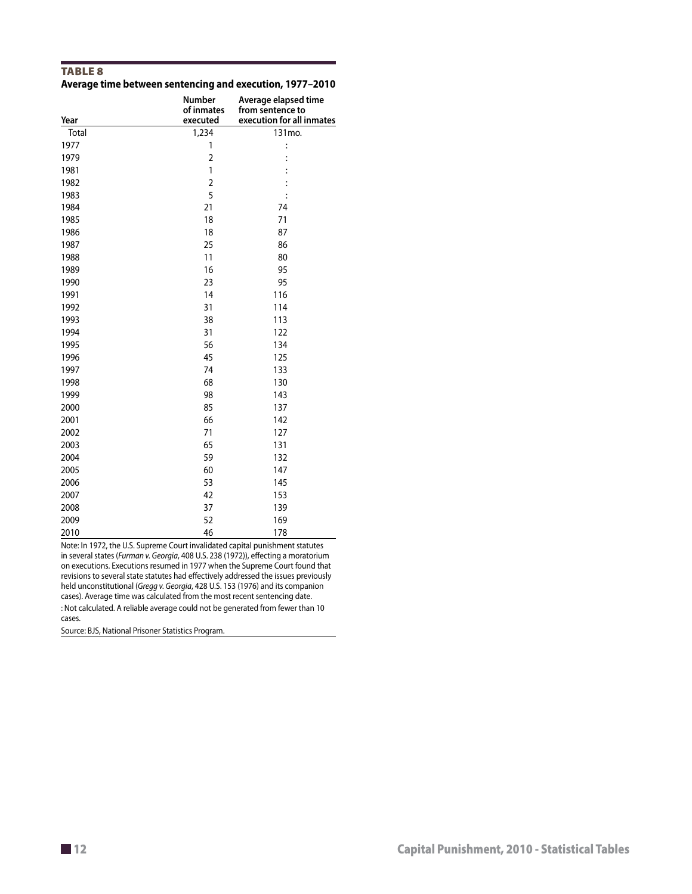**TABLE 8**

**Average time between sentencing and execution, 1977–2010**

| Year | Number of inmates executed | Average elapsed time from sentence to execution for all inmates |
|---|---|---|
| Total | 1,234 | 131mo. |
| 1977 | 1 | : |
| 1979 | 2 | : |
| 1981 | 1 | : |
| 1982 | 2 | : |
| 1983 | 5 | : |
| 1984 | 21 | 74 |
| 1985 | 18 | 71 |
| 1986 | 18 | 87 |
| 1987 | 25 | 86 |
| 1988 | 11 | 80 |
| 1989 | 16 | 95 |
| 1990 | 23 | 95 |
| 1991 | 14 | 116 |
| 1992 | 31 | 114 |
| 1993 | 38 | 113 |
| 1994 | 31 | 122 |
| 1995 | 56 | 134 |
| 1996 | 45 | 125 |
| 1997 | 74 | 133 |
| 1998 | 68 | 130 |
| 1999 | 98 | 143 |
| 2000 | 85 | 137 |
| 2001 | 66 | 142 |
| 2002 | 71 | 127 |
| 2003 | 65 | 131 |
| 2004 | 59 | 132 |
| 2005 | 60 | 147 |
| 2006 | 53 | 145 |
| 2007 | 42 | 153 |
| 2008 | 37 | 139 |
| 2009 | 52 | 169 |
| 2010 | 46 | 178 |

Note: In 1972, the U.S. Supreme Court invalidated capital punishment statutes in several states (*Furman v. Georgia*, 408 U.S. 238 (1972)), effecting a moratorium on executions. Executions resumed in 1977 when the Supreme Court found that revisions to several state statutes had effectively addressed the issues previously held unconstitutional (*Gregg v. Georgia*, 428 U.S. 153 (1976) and its companion cases). Average time was calculated from the most recent sentencing date.

: Not calculated. A reliable average could not be generated from fewer than 10 cases.

Source: BJS, National Prisoner Statistics Program.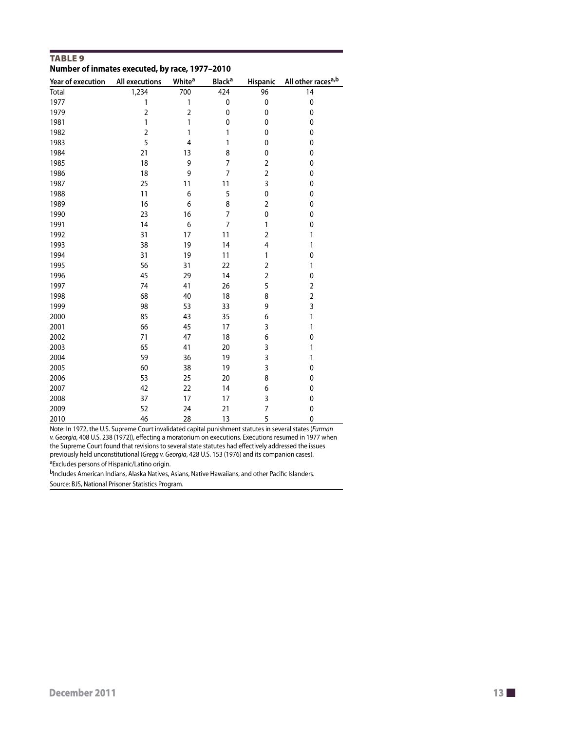**TABLE 9**

**Number of inmates executed, by race, 1977–2010**

| Year of execution | All executions | White[a] | Black[a] | Hispanic | All other races[a,b] |
|---|---|---|---|---|---|
| Total | 1,234 | 700 | 424 | 96 | 14 |
| 1977 | 1 | 1 | 0 | 0 | 0 |
| 1979 | 2 | 2 | 0 | 0 | 0 |
| 1981 | 1 | 1 | 0 | 0 | 0 |
| 1982 | 2 | 1 | 1 | 0 | 0 |
| 1983 | 5 | 4 | 1 | 0 | 0 |
| 1984 | 21 | 13 | 8 | 0 | 0 |
| 1985 | 18 | 9 | 7 | 2 | 0 |
| 1986 | 18 | 9 | 7 | 2 | 0 |
| 1987 | 25 | 11 | 11 | 3 | 0 |
| 1988 | 11 | 6 | 5 | 0 | 0 |
| 1989 | 16 | 6 | 8 | 2 | 0 |
| 1990 | 23 | 16 | 7 | 0 | 0 |
| 1991 | 14 | 6 | 7 | 1 | 0 |
| 1992 | 31 | 17 | 11 | 2 | 1 |
| 1993 | 38 | 19 | 14 | 4 | 1 |
| 1994 | 31 | 19 | 11 | 1 | 0 |
| 1995 | 56 | 31 | 22 | 2 | 1 |
| 1996 | 45 | 29 | 14 | 2 | 0 |
| 1997 | 74 | 41 | 26 | 5 | 2 |
| 1998 | 68 | 40 | 18 | 8 | 2 |
| 1999 | 98 | 53 | 33 | 9 | 3 |
| 2000 | 85 | 43 | 35 | 6 | 1 |
| 2001 | 66 | 45 | 17 | 3 | 1 |
| 2002 | 71 | 47 | 18 | 6 | 0 |
| 2003 | 65 | 41 | 20 | 3 | 1 |
| 2004 | 59 | 36 | 19 | 3 | 1 |
| 2005 | 60 | 38 | 19 | 3 | 0 |
| 2006 | 53 | 25 | 20 | 8 | 0 |
| 2007 | 42 | 22 | 14 | 6 | 0 |
| 2008 | 37 | 17 | 17 | 3 | 0 |
| 2009 | 52 | 24 | 21 | 7 | 0 |
| 2010 | 46 | 28 | 13 | 5 | 0 |

Note: In 1972, the U.S. Supreme Court invalidated capital punishment statutes in several states (*Furman v. Georgia*, 408 U.S. 238 (1972)), effecting a moratorium on executions. Executions resumed in 1977 when the Supreme Court found that revisions to several state statutes had effectively addressed the issues previously held unconstitutional (*Gregg v. Georgia*, 428 U.S. 153 (1976) and its companion cases).

[a]Excludes persons of Hispanic/Latino origin.

[b]Includes American Indians, Alaska Natives, Asians, Native Hawaiians, and other Pacific Islanders.

Source: BJS, National Prisoner Statistics Program.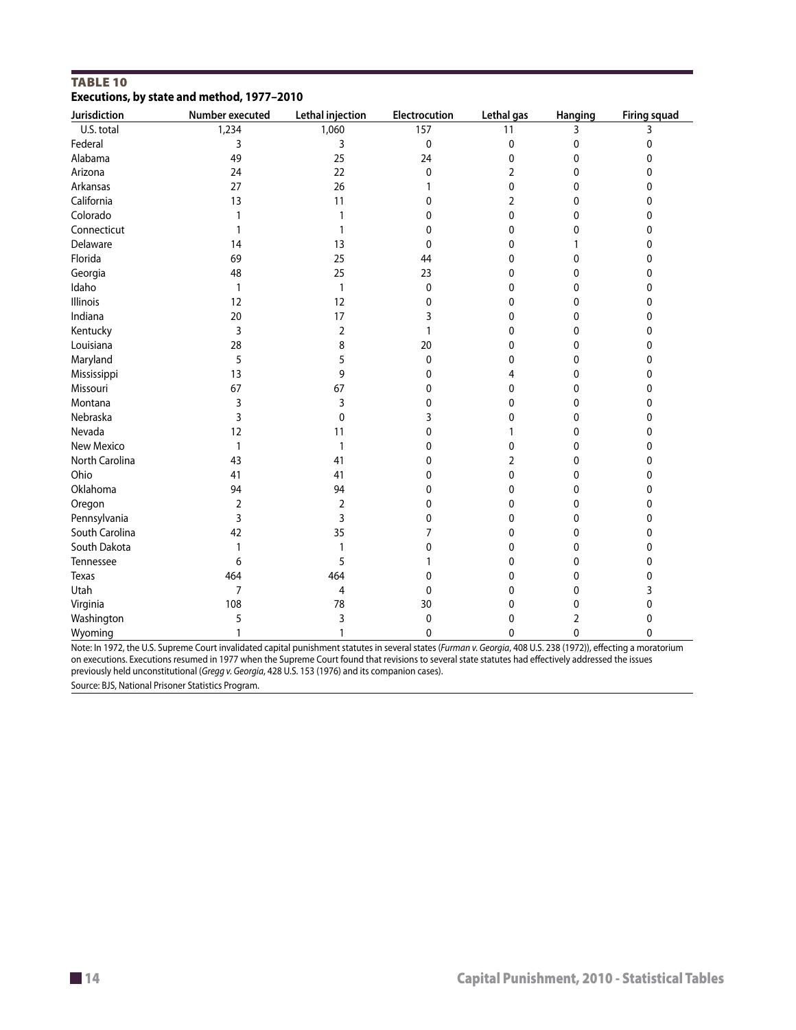**TABLE 10**

**Executions, by state and method, 1977–2010**

| Jurisdiction | Number executed | Lethal injection | Electrocution | Lethal gas | Hanging | Firing squad |
|---|---|---|---|---|---|---|
| U.S. total | 1,234 | 1,060 | 157 | 11 | 3 | 3 |
| Federal | 3 | 3 | 0 | 0 | 0 | 0 |
| Alabama | 49 | 25 | 24 | 0 | 0 | 0 |
| Arizona | 24 | 22 | 0 | 2 | 0 | 0 |
| Arkansas | 27 | 26 | 1 | 0 | 0 | 0 |
| California | 13 | 11 | 0 | 2 | 0 | 0 |
| Colorado | 1 | 1 | 0 | 0 | 0 | 0 |
| Connecticut | 1 | 1 | 0 | 0 | 0 | 0 |
| Delaware | 14 | 13 | 0 | 0 | 1 | 0 |
| Florida | 69 | 25 | 44 | 0 | 0 | 0 |
| Georgia | 48 | 25 | 23 | 0 | 0 | 0 |
| Idaho | 1 | 1 | 0 | 0 | 0 | 0 |
| Illinois | 12 | 12 | 0 | 0 | 0 | 0 |
| Indiana | 20 | 17 | 3 | 0 | 0 | 0 |
| Kentucky | 3 | 2 | 1 | 0 | 0 | 0 |
| Louisiana | 28 | 8 | 20 | 0 | 0 | 0 |
| Maryland | 5 | 5 | 0 | 0 | 0 | 0 |
| Mississippi | 13 | 9 | 0 | 4 | 0 | 0 |
| Missouri | 67 | 67 | 0 | 0 | 0 | 0 |
| Montana | 3 | 3 | 0 | 0 | 0 | 0 |
| Nebraska | 3 | 0 | 3 | 0 | 0 | 0 |
| Nevada | 12 | 11 | 0 | 1 | 0 | 0 |
| New Mexico | 1 | 1 | 0 | 0 | 0 | 0 |
| North Carolina | 43 | 41 | 0 | 2 | 0 | 0 |
| Ohio | 41 | 41 | 0 | 0 | 0 | 0 |
| Oklahoma | 94 | 94 | 0 | 0 | 0 | 0 |
| Oregon | 2 | 2 | 0 | 0 | 0 | 0 |
| Pennsylvania | 3 | 3 | 0 | 0 | 0 | 0 |
| South Carolina | 42 | 35 | 7 | 0 | 0 | 0 |
| South Dakota | 1 | 1 | 0 | 0 | 0 | 0 |
| Tennessee | 6 | 5 | 1 | 0 | 0 | 0 |
| Texas | 464 | 464 | 0 | 0 | 0 | 0 |
| Utah | 7 | 4 | 0 | 0 | 0 | 3 |
| Virginia | 108 | 78 | 30 | 0 | 0 | 0 |
| Washington | 5 | 3 | 0 | 0 | 2 | 0 |
| Wyoming | 1 | 1 | 0 | 0 | 0 | 0 |

Note: In 1972, the U.S. Supreme Court invalidated capital punishment statutes in several states (*Furman v. Georgia*, 408 U.S. 238 (1972)), effecting a moratorium on executions. Executions resumed in 1977 when the Supreme Court found that revisions to several state statutes had effectively addressed the issues previously held unconstitutional (*Gregg v. Georgia*, 428 U.S. 153 (1976) and its companion cases).

Source: BJS, National Prisoner Statistics Program.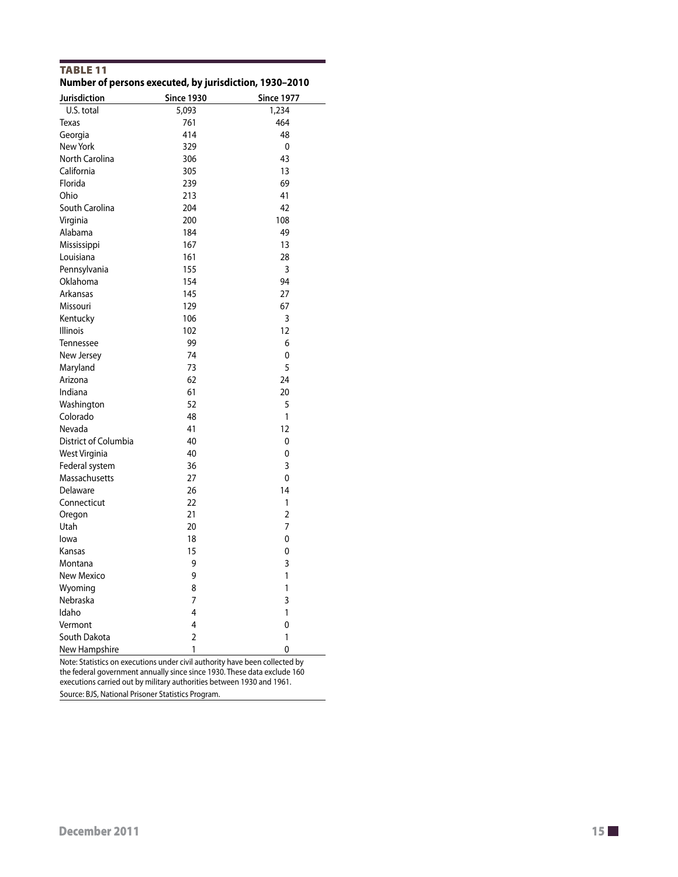**TABLE 11**

**Number of persons executed, by jurisdiction, 1930–2010**

| Jurisdiction | Since 1930 | Since 1977 |
|---|---|---|
| U.S. total | 5,093 | 1,234 |
| Texas | 761 | 464 |
| Georgia | 414 | 48 |
| New York | 329 | 0 |
| North Carolina | 306 | 43 |
| California | 305 | 13 |
| Florida | 239 | 69 |
| Ohio | 213 | 41 |
| South Carolina | 204 | 42 |
| Virginia | 200 | 108 |
| Alabama | 184 | 49 |
| Mississippi | 167 | 13 |
| Louisiana | 161 | 28 |
| Pennsylvania | 155 | 3 |
| Oklahoma | 154 | 94 |
| Arkansas | 145 | 27 |
| Missouri | 129 | 67 |
| Kentucky | 106 | 3 |
| Illinois | 102 | 12 |
| Tennessee | 99 | 6 |
| New Jersey | 74 | 0 |
| Maryland | 73 | 5 |
| Arizona | 62 | 24 |
| Indiana | 61 | 20 |
| Washington | 52 | 5 |
| Colorado | 48 | 1 |
| Nevada | 41 | 12 |
| District of Columbia | 40 | 0 |
| West Virginia | 40 | 0 |
| Federal system | 36 | 3 |
| Massachusetts | 27 | 0 |
| Delaware | 26 | 14 |
| Connecticut | 22 | 1 |
| Oregon | 21 | 2 |
| Utah | 20 | 7 |
| Iowa | 18 | 0 |
| Kansas | 15 | 0 |
| Montana | 9 | 3 |
| New Mexico | 9 | 1 |
| Wyoming | 8 | 1 |
| Nebraska | 7 | 3 |
| Idaho | 4 | 1 |
| Vermont | 4 | 0 |
| South Dakota | 2 | 1 |
| New Hampshire | 1 | 0 |

Note: Statistics on executions under civil authority have been collected by the federal government annually since since 1930. These data exclude 160 executions carried out by military authorities between 1930 and 1961.

Source: BJS, National Prisoner Statistics Program.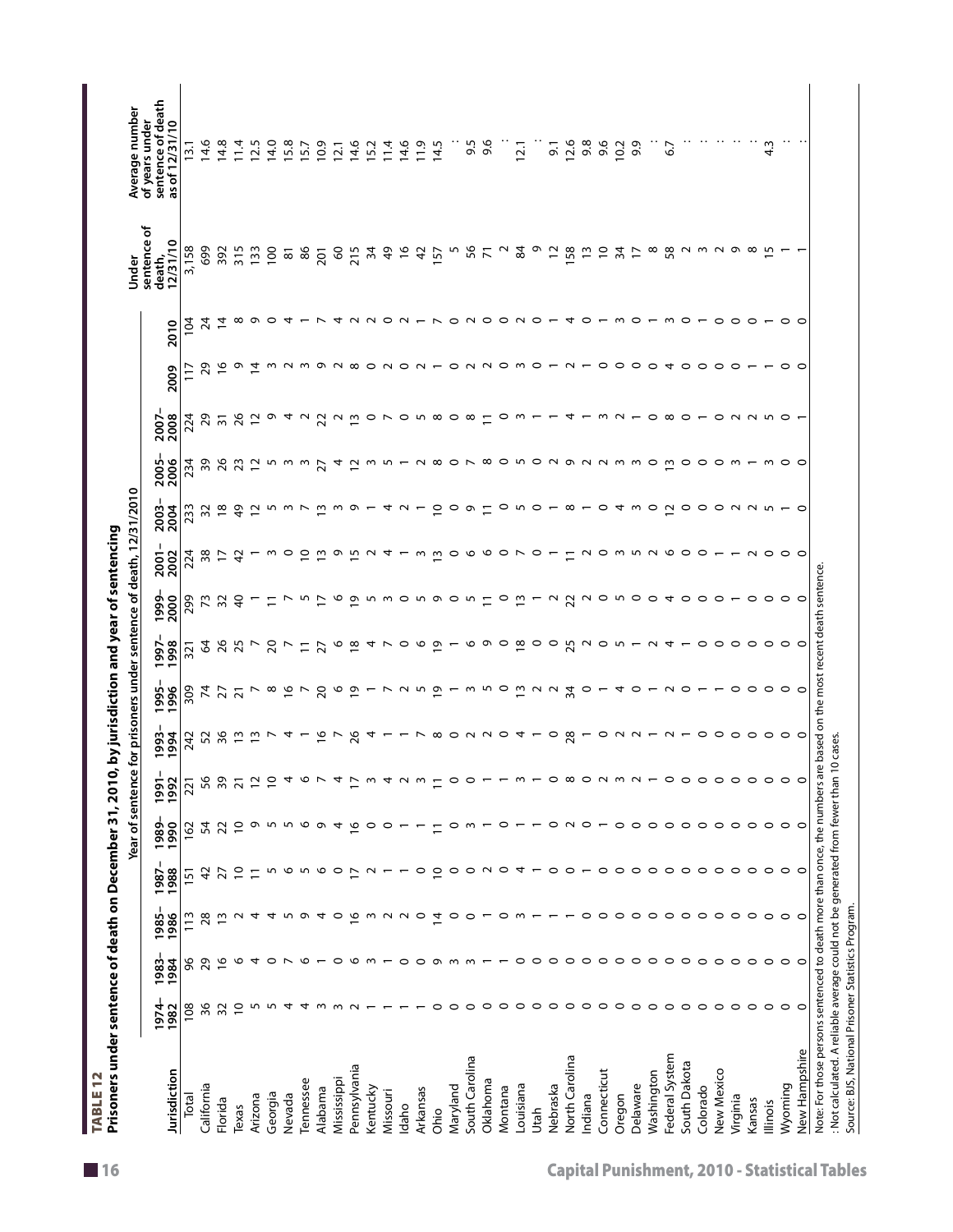**TABLE 12**

**Prisoners under sentence of death on December 31, 2010, by jurisdiction and year of sentencing**

| Jurisdiction | Year of sentence for prisoners under sentence of death, 12/31/2010 | | | | | | | | | | | | | | | | | Under sentence of death, 12/31/10 | Average number of years under sentence of death as of 12/31/10 |
|---|---|---|---|---|---|---|---|---|---|---|---|---|---|---|---|---|---|---|---|
| | 1974–1982 | 1983–1984 | 1985–1986 | 1987–1988 | 1989–1990 | 1991–1992 | 1993–1994 | 1995–1996 | 1997–1998 | 1999–2000 | 2001–2002 | 2003–2004 | 2005–2006 | 2007–2008 | 2009 | 2010 | | | |
| Total | 108 | 96 | 113 | 151 | 162 | 221 | 242 | 309 | 321 | 299 | 224 | 233 | 234 | 224 | 117 | 104 | | 3,158 | 13.1 |
| California | 36 | 29 | 28 | 42 | 54 | 56 | 52 | 74 | 64 | 73 | 38 | 32 | 39 | 29 | 29 | 24 | | 699 | 14.6 |
| Florida | 32 | 16 | 13 | 27 | 22 | 39 | 36 | 27 | 26 | 32 | 17 | 18 | 26 | 31 | 16 | 14 | | 392 | 14.8 |
| Texas | 10 | 6 | 2 | 10 | 10 | 21 | 13 | 21 | 25 | 40 | 42 | 49 | 23 | 26 | 9 | 8 | | 315 | 11.4 |
| Arizona | 5 | 4 | 4 | 11 | 9 | 12 | 13 | 7 | 7 | 1 | 1 | 12 | 12 | 12 | 14 | 9 | | 133 | 12.5 |
| Georgia | 5 | 0 | 4 | 5 | 5 | 10 | 7 | 8 | 20 | 11 | 3 | 5 | 5 | 9 | 3 | 0 | | 100 | 14.0 |
| Nevada | 4 | 7 | 5 | 6 | 5 | 4 | 4 | 16 | 7 | 7 | 0 | 3 | 3 | 4 | 2 | 4 | | 81 | 15.8 |
| Tennessee | 4 | 6 | 9 | 5 | 6 | 6 | 1 | 7 | 11 | 5 | 10 | 7 | 3 | 2 | 3 | 1 | | 86 | 15.7 |
| Alabama | 3 | 1 | 4 | 6 | 9 | 7 | 16 | 20 | 27 | 17 | 13 | 13 | 27 | 22 | 9 | 7 | | 201 | 10.9 |
| Mississippi | 3 | 0 | 0 | 0 | 4 | 4 | 7 | 6 | 6 | 6 | 9 | 3 | 4 | 2 | 2 | 4 | | 60 | 12.1 |
| Pennsylvania | 2 | 6 | 16 | 17 | 16 | 17 | 26 | 19 | 18 | 19 | 15 | 9 | 12 | 13 | 8 | 2 | | 215 | 14.6 |
| Kentucky | 1 | 3 | 3 | 2 | 0 | 3 | 4 | 1 | 4 | 5 | 2 | 1 | 3 | 0 | 0 | 2 | | 34 | 15.2 |
| Missouri | 1 | 1 | 2 | 1 | 0 | 4 | 1 | 7 | 7 | 3 | 4 | 4 | 5 | 7 | 2 | 0 | | 49 | 11.4 |
| Idaho | 1 | 0 | 2 | 1 | 1 | 2 | 1 | 2 | 0 | 0 | 1 | 2 | 1 | 0 | 0 | 2 | | 16 | 14.6 |
| Arkansas | 1 | 0 | 0 | 0 | 1 | 3 | 7 | 5 | 6 | 5 | 3 | 1 | 2 | 5 | 2 | 1 | | 42 | 11.9 |
| Ohio | 0 | 9 | 14 | 10 | 11 | 11 | 8 | 19 | 19 | 9 | 13 | 10 | 8 | 8 | 1 | 7 | | 157 | 14.5 |
| Maryland | 0 | 3 | 0 | 0 | 0 | 0 | 0 | 1 | 1 | 0 | 0 | 0 | 0 | 0 | 0 | 0 | | 5 | : |
| South Carolina | 0 | 3 | 0 | 0 | 3 | 0 | 2 | 3 | 6 | 5 | 6 | 9 | 7 | 8 | 2 | 2 | | 56 | 9.5 |
| Oklahoma | 0 | 1 | 1 | 2 | 1 | 1 | 2 | 5 | 9 | 11 | 6 | 11 | 8 | 11 | 2 | 0 | | 71 | 9.6 |
| Montana | 0 | 1 | 0 | 0 | 0 | 1 | 0 | 0 | 0 | 0 | 0 | 0 | 0 | 0 | 0 | 0 | | 2 | : |
| Louisiana | 0 | 0 | 3 | 4 | 1 | 3 | 4 | 13 | 18 | 13 | 7 | 5 | 5 | 3 | 3 | 2 | | 84 | 12.1 |
| Utah | 0 | 0 | 1 | 1 | 1 | 1 | 1 | 2 | 0 | 1 | 0 | 0 | 0 | 1 | 0 | 0 | | 9 | : |
| Nebraska | 0 | 0 | 1 | 0 | 0 | 0 | 0 | 2 | 0 | 2 | 1 | 1 | 2 | 1 | 1 | 1 | | 12 | 9.1 |
| North Carolina | 0 | 0 | 1 | 0 | 2 | 8 | 28 | 34 | 25 | 22 | 11 | 8 | 9 | 4 | 2 | 4 | | 158 | 12.6 |
| Indiana | 0 | 0 | 0 | 1 | 0 | 0 | 1 | 0 | 2 | 2 | 2 | 1 | 2 | 1 | 1 | 0 | | 13 | 9.8 |
| Connecticut | 0 | 0 | 0 | 0 | 1 | 2 | 0 | 1 | 0 | 0 | 0 | 0 | 2 | 3 | 0 | 1 | | 10 | 9.6 |
| Oregon | 0 | 0 | 0 | 0 | 0 | 3 | 2 | 4 | 5 | 5 | 3 | 4 | 3 | 2 | 0 | 3 | | 34 | 10.2 |
| Delaware | 0 | 0 | 0 | 0 | 0 | 2 | 2 | 0 | 1 | 0 | 5 | 3 | 3 | 1 | 0 | 0 | | 17 | 9.9 |
| Washington | 0 | 0 | 0 | 0 | 0 | 1 | 1 | 1 | 2 | 0 | 2 | 0 | 0 | 0 | 0 | 1 | | 8 | : |
| Federal System | 0 | 0 | 0 | 0 | 0 | 0 | 2 | 2 | 4 | 4 | 6 | 12 | 13 | 8 | 4 | 3 | | 58 | 6.7 |
| South Dakota | 0 | 0 | 0 | 0 | 0 | 0 | 1 | 0 | 1 | 0 | 0 | 0 | 0 | 0 | 0 | 0 | | 2 | : |
| Colorado | 0 | 0 | 0 | 0 | 0 | 0 | 0 | 1 | 0 | 0 | 0 | 0 | 0 | 1 | 0 | 1 | | 3 | : |
| New Mexico | 0 | 0 | 0 | 0 | 0 | 0 | 0 | 1 | 0 | 0 | 1 | 0 | 0 | 0 | 0 | 0 | | 2 | : |
| Virginia | 0 | 0 | 0 | 0 | 0 | 0 | 0 | 0 | 0 | 1 | 1 | 2 | 3 | 2 | 0 | 0 | | 9 | : |
| Kansas | 0 | 0 | 0 | 0 | 0 | 0 | 0 | 0 | 0 | 0 | 2 | 2 | 1 | 2 | 1 | 0 | | 8 | : |
| Illinois | 0 | 0 | 0 | 0 | 0 | 0 | 0 | 0 | 0 | 0 | 0 | 5 | 3 | 5 | 1 | 1 | | 15 | 4.3 |
| Wyoming | 0 | 0 | 0 | 0 | 0 | 0 | 0 | 0 | 0 | 0 | 0 | 1 | 0 | 0 | 0 | 0 | | 1 | : |
| New Hampshire | 0 | 0 | 0 | 0 | 0 | 0 | 0 | 0 | 0 | 0 | 0 | 0 | 0 | 1 | 0 | 0 | | 1 | : |

Note: For those persons sentenced to death more than once, the numbers are based on the most recent death sentence.

: Not calculated. A reliable average could not be generated from fewer than 10 cases.

Source: BJS, National Prisoner Statistics Program.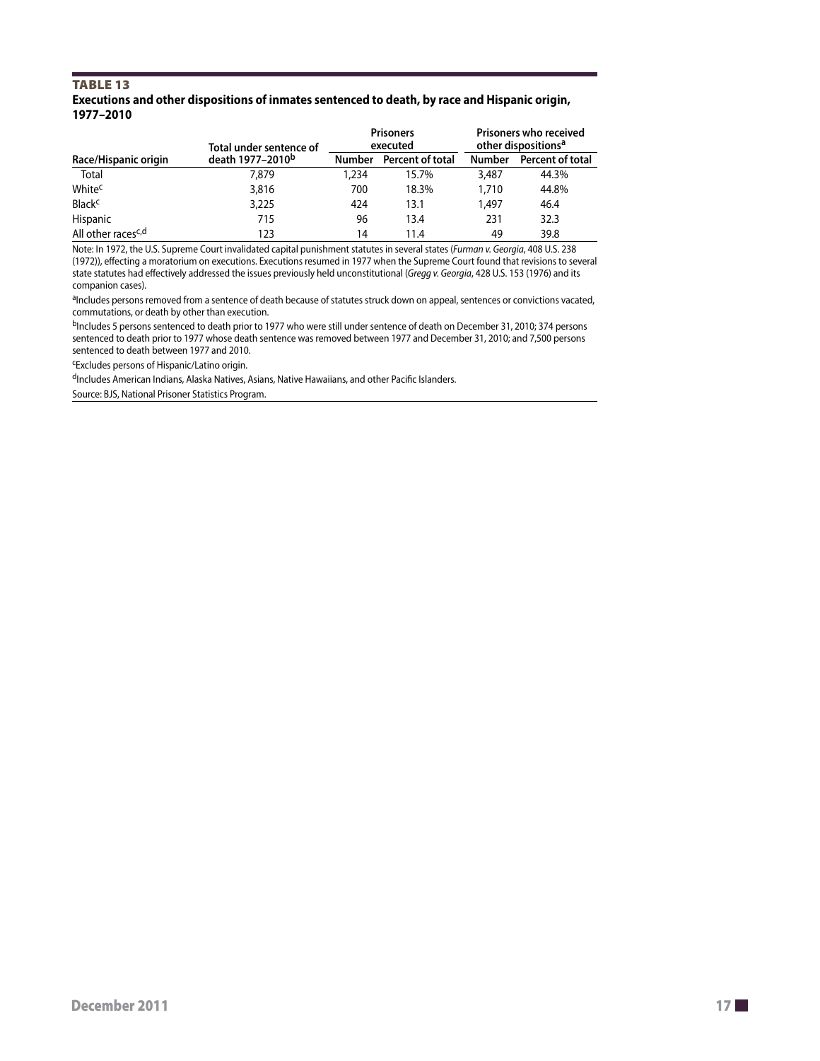**TABLE 13**

**Executions and other dispositions of inmates sentenced to death, by race and Hispanic origin, 1977–2010**

| Race/Hispanic origin | Total under sentence of death 1977–2010[b] | Prisoners executed | | Prisoners who received other dispositions[a] | |
|---|---|---|---|---|---|
| | | Number | Percent of total | Number | Percent of total |
| Total | 7,879 | 1,234 | 15.7% | 3,487 | 44.3% |
| White[c] | 3,816 | 700 | 18.3% | 1,710 | 44.8% |
| Black[c] | 3,225 | 424 | 13.1 | 1,497 | 46.4 |
| Hispanic | 715 | 96 | 13.4 | 231 | 32.3 |
| All other races[c,d] | 123 | 14 | 11.4 | 49 | 39.8 |

Note: In 1972, the U.S. Supreme Court invalidated capital punishment statutes in several states (*Furman v. Georgia*, 408 U.S. 238 (1972)), effecting a moratorium on executions. Executions resumed in 1977 when the Supreme Court found that revisions to several state statutes had effectively addressed the issues previously held unconstitutional (*Gregg v. Georgia*, 428 U.S. 153 (1976) and its companion cases).

[a]Includes persons removed from a sentence of death because of statutes struck down on appeal, sentences or convictions vacated, commutations, or death by other than execution.

[b]Includes 5 persons sentenced to death prior to 1977 who were still under sentence of death on December 31, 2010; 374 persons sentenced to death prior to 1977 whose death sentence was removed between 1977 and December 31, 2010; and 7,500 persons sentenced to death between 1977 and 2010.

[c]Excludes persons of Hispanic/Latino origin.

[d]Includes American Indians, Alaska Natives, Asians, Native Hawaiians, and other Pacific Islanders.

Source: BJS, National Prisoner Statistics Program.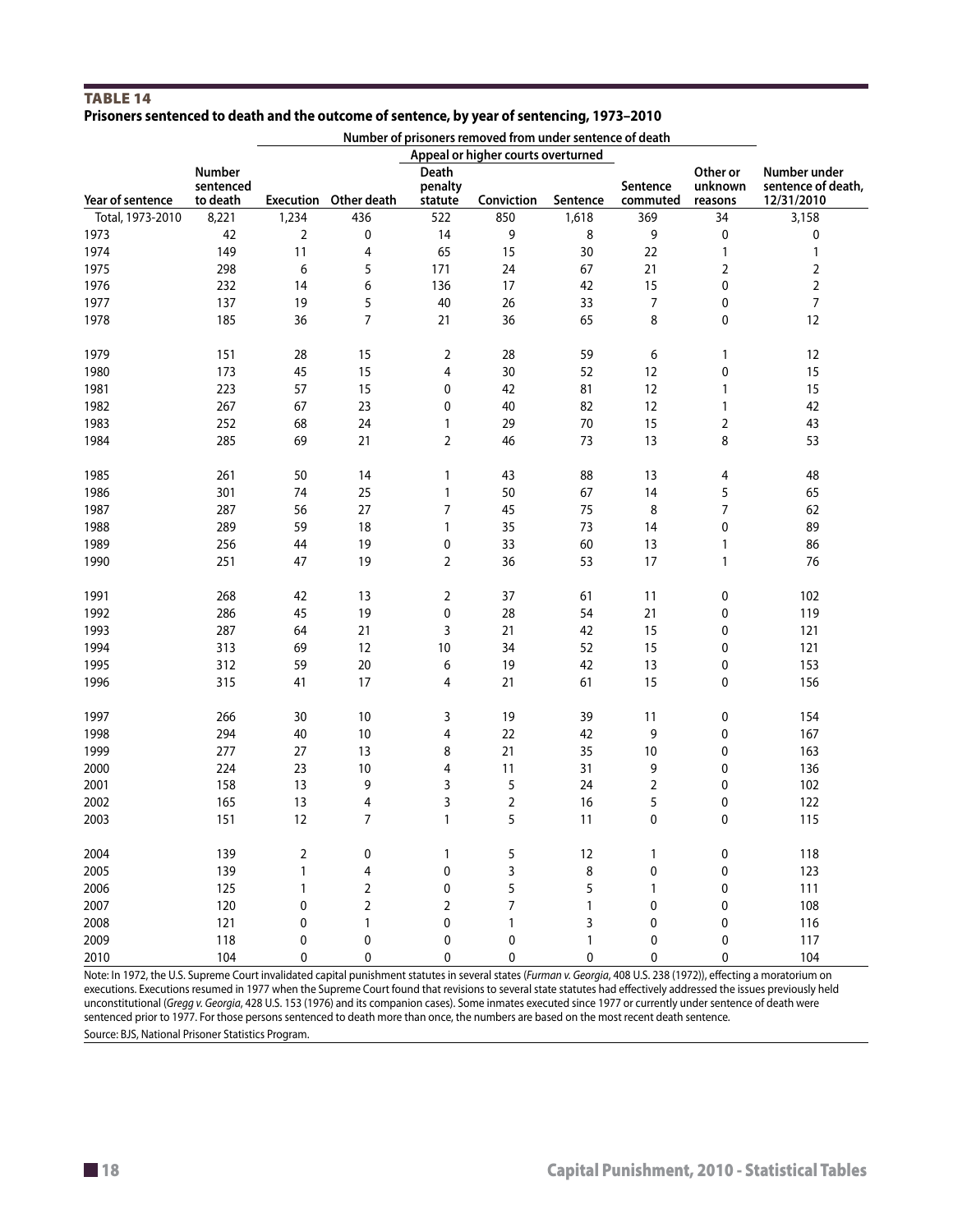# TABLE 14

**Prisoners sentenced to death and the outcome of sentence, by year of sentencing, 1973–2010**

| | | Number of prisoners removed from under sentence of death | | | | | | | |
|---|---|---|---|---|---|---|---|---|---|
| | | | | Appeal or higher courts overturned | | | | | |
| Year of sentence | Number sentenced to death | Execution | Other death | Death penalty statute | Conviction | Sentence | Sentence commuted | Other or unknown reasons | Number under sentence of death, 12/31/2010 |
| Total, 1973-2010 | 8,221 | 1,234 | 436 | 522 | 850 | 1,618 | 369 | 34 | 3,158 |
| 1973 | 42 | 2 | 0 | 14 | 9 | 8 | 9 | 0 | 0 |
| 1974 | 149 | 11 | 4 | 65 | 15 | 30 | 22 | 1 | 1 |
| 1975 | 298 | 6 | 5 | 171 | 24 | 67 | 21 | 2 | 2 |
| 1976 | 232 | 14 | 6 | 136 | 17 | 42 | 15 | 0 | 2 |
| 1977 | 137 | 19 | 5 | 40 | 26 | 33 | 7 | 0 | 7 |
| 1978 | 185 | 36 | 7 | 21 | 36 | 65 | 8 | 0 | 12 |
| 1979 | 151 | 28 | 15 | 2 | 28 | 59 | 6 | 1 | 12 |
| 1980 | 173 | 45 | 15 | 4 | 30 | 52 | 12 | 0 | 15 |
| 1981 | 223 | 57 | 15 | 0 | 42 | 81 | 12 | 1 | 15 |
| 1982 | 267 | 67 | 23 | 0 | 40 | 82 | 12 | 1 | 42 |
| 1983 | 252 | 68 | 24 | 1 | 29 | 70 | 15 | 2 | 43 |
| 1984 | 285 | 69 | 21 | 2 | 46 | 73 | 13 | 8 | 53 |
| 1985 | 261 | 50 | 14 | 1 | 43 | 88 | 13 | 4 | 48 |
| 1986 | 301 | 74 | 25 | 1 | 50 | 67 | 14 | 5 | 65 |
| 1987 | 287 | 56 | 27 | 7 | 45 | 75 | 8 | 7 | 62 |
| 1988 | 289 | 59 | 18 | 1 | 35 | 73 | 14 | 0 | 89 |
| 1989 | 256 | 44 | 19 | 0 | 33 | 60 | 13 | 1 | 86 |
| 1990 | 251 | 47 | 19 | 2 | 36 | 53 | 17 | 1 | 76 |
| 1991 | 268 | 42 | 13 | 2 | 37 | 61 | 11 | 0 | 102 |
| 1992 | 286 | 45 | 19 | 0 | 28 | 54 | 21 | 0 | 119 |
| 1993 | 287 | 64 | 21 | 3 | 21 | 42 | 15 | 0 | 121 |
| 1994 | 313 | 69 | 12 | 10 | 34 | 52 | 15 | 0 | 121 |
| 1995 | 312 | 59 | 20 | 6 | 19 | 42 | 13 | 0 | 153 |
| 1996 | 315 | 41 | 17 | 4 | 21 | 61 | 15 | 0 | 156 |
| 1997 | 266 | 30 | 10 | 3 | 19 | 39 | 11 | 0 | 154 |
| 1998 | 294 | 40 | 10 | 4 | 22 | 42 | 9 | 0 | 167 |
| 1999 | 277 | 27 | 13 | 8 | 21 | 35 | 10 | 0 | 163 |
| 2000 | 224 | 23 | 10 | 4 | 11 | 31 | 9 | 0 | 136 |
| 2001 | 158 | 13 | 9 | 3 | 5 | 24 | 2 | 0 | 102 |
| 2002 | 165 | 13 | 4 | 3 | 2 | 16 | 5 | 0 | 122 |
| 2003 | 151 | 12 | 7 | 1 | 5 | 11 | 0 | 0 | 115 |
| 2004 | 139 | 2 | 0 | 1 | 5 | 12 | 1 | 0 | 118 |
| 2005 | 139 | 1 | 4 | 0 | 3 | 8 | 0 | 0 | 123 |
| 2006 | 125 | 1 | 2 | 0 | 5 | 5 | 1 | 0 | 111 |
| 2007 | 120 | 0 | 2 | 2 | 7 | 1 | 0 | 0 | 108 |
| 2008 | 121 | 0 | 1 | 0 | 1 | 3 | 0 | 0 | 116 |
| 2009 | 118 | 0 | 0 | 0 | 0 | 1 | 0 | 0 | 117 |
| 2010 | 104 | 0 | 0 | 0 | 0 | 0 | 0 | 0 | 104 |

Note: In 1972, the U.S. Supreme Court invalidated capital punishment statutes in several states (*Furman v. Georgia*, 408 U.S. 238 (1972)), effecting a moratorium on executions. Executions resumed in 1977 when the Supreme Court found that revisions to several state statutes had effectively addressed the issues previously held unconstitutional (*Gregg v. Georgia*, 428 U.S. 153 (1976) and its companion cases). Some inmates executed since 1977 or currently under sentence of death were sentenced prior to 1977. For those persons sentenced to death more than once, the numbers are based on the most recent death sentence.

Source: BJS, National Prisoner Statistics Program.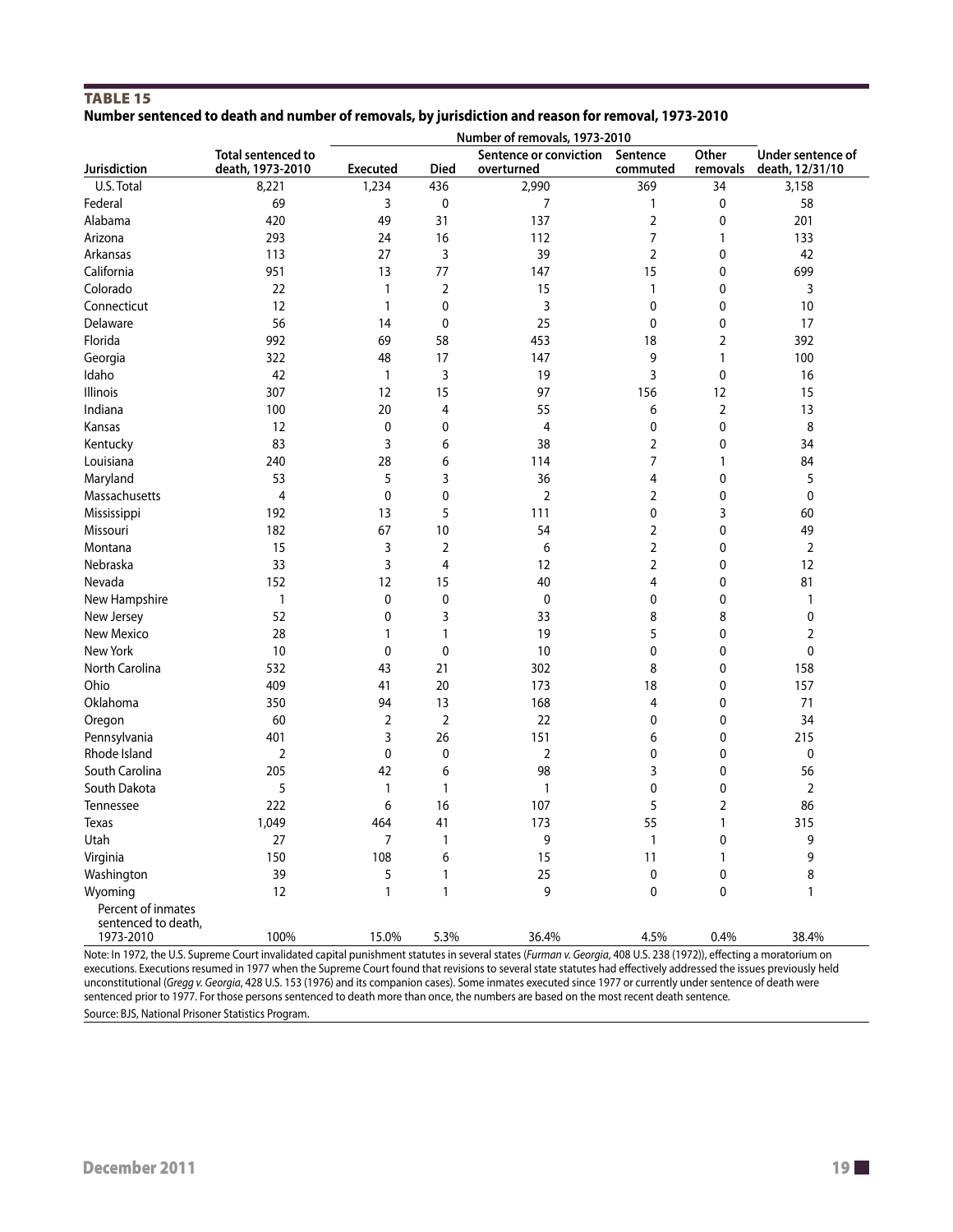**TABLE 15**

**Number sentenced to death and number of removals, by jurisdiction and reason for removal, 1973-2010**

| Jurisdiction | Total sentenced to death, 1973-2010 | Number of removals, 1973-2010 | | | | | Under sentence of death, 12/31/10 |
|---|---|---|---|---|---|---|---|
| | | Executed | Died | Sentence or conviction overturned | Sentence commuted | Other removals | |
| U.S. Total | 8,221 | 1,234 | 436 | 2,990 | 369 | 34 | 3,158 |
| Federal | 69 | 3 | 0 | 7 | 1 | 0 | 58 |
| Alabama | 420 | 49 | 31 | 137 | 2 | 0 | 201 |
| Arizona | 293 | 24 | 16 | 112 | 7 | 1 | 133 |
| Arkansas | 113 | 27 | 3 | 39 | 2 | 0 | 42 |
| California | 951 | 13 | 77 | 147 | 15 | 0 | 699 |
| Colorado | 22 | 1 | 2 | 15 | 1 | 0 | 3 |
| Connecticut | 12 | 1 | 0 | 3 | 0 | 0 | 10 |
| Delaware | 56 | 14 | 0 | 25 | 0 | 0 | 17 |
| Florida | 992 | 69 | 58 | 453 | 18 | 2 | 392 |
| Georgia | 322 | 48 | 17 | 147 | 9 | 1 | 100 |
| Idaho | 42 | 1 | 3 | 19 | 3 | 0 | 16 |
| Illinois | 307 | 12 | 15 | 97 | 156 | 12 | 15 |
| Indiana | 100 | 20 | 4 | 55 | 6 | 2 | 13 |
| Kansas | 12 | 0 | 0 | 4 | 0 | 0 | 8 |
| Kentucky | 83 | 3 | 6 | 38 | 2 | 0 | 34 |
| Louisiana | 240 | 28 | 6 | 114 | 7 | 1 | 84 |
| Maryland | 53 | 5 | 3 | 36 | 4 | 0 | 5 |
| Massachusetts | 4 | 0 | 0 | 2 | 2 | 0 | 0 |
| Mississippi | 192 | 13 | 5 | 111 | 0 | 3 | 60 |
| Missouri | 182 | 67 | 10 | 54 | 2 | 0 | 49 |
| Montana | 15 | 3 | 2 | 6 | 2 | 0 | 2 |
| Nebraska | 33 | 3 | 4 | 12 | 2 | 0 | 12 |
| Nevada | 152 | 12 | 15 | 40 | 4 | 0 | 81 |
| New Hampshire | 1 | 0 | 0 | 0 | 0 | 0 | 1 |
| New Jersey | 52 | 0 | 3 | 33 | 8 | 8 | 0 |
| New Mexico | 28 | 1 | 1 | 19 | 5 | 0 | 2 |
| New York | 10 | 0 | 0 | 10 | 0 | 0 | 0 |
| North Carolina | 532 | 43 | 21 | 302 | 8 | 0 | 158 |
| Ohio | 409 | 41 | 20 | 173 | 18 | 0 | 157 |
| Oklahoma | 350 | 94 | 13 | 168 | 4 | 0 | 71 |
| Oregon | 60 | 2 | 2 | 22 | 0 | 0 | 34 |
| Pennsylvania | 401 | 3 | 26 | 151 | 6 | 0 | 215 |
| Rhode Island | 2 | 0 | 0 | 2 | 0 | 0 | 0 |
| South Carolina | 205 | 42 | 6 | 98 | 3 | 0 | 56 |
| South Dakota | 5 | 1 | 1 | 1 | 0 | 0 | 2 |
| Tennessee | 222 | 6 | 16 | 107 | 5 | 2 | 86 |
| Texas | 1,049 | 464 | 41 | 173 | 55 | 1 | 315 |
| Utah | 27 | 7 | 1 | 9 | 1 | 0 | 9 |
| Virginia | 150 | 108 | 6 | 15 | 11 | 1 | 9 |
| Washington | 39 | 5 | 1 | 25 | 0 | 0 | 8 |
| Wyoming | 12 | 1 | 1 | 9 | 0 | 0 | 1 |
| Percent of inmates sentenced to death, 1973-2010 | 100% | 15.0% | 5.3% | 36.4% | 4.5% | 0.4% | 38.4% |

Note: In 1972, the U.S. Supreme Court invalidated capital punishment statutes in several states (*Furman v. Georgia*, 408 U.S. 238 (1972)), effecting a moratorium on executions. Executions resumed in 1977 when the Supreme Court found that revisions to several state statutes had effectively addressed the issues previously held unconstitutional (*Gregg v. Georgia*, 428 U.S. 153 (1976) and its companion cases). Some inmates executed since 1977 or currently under sentence of death were sentenced prior to 1977. For those persons sentenced to death more than once, the numbers are based on the most recent death sentence.

Source: BJS, National Prisoner Statistics Program.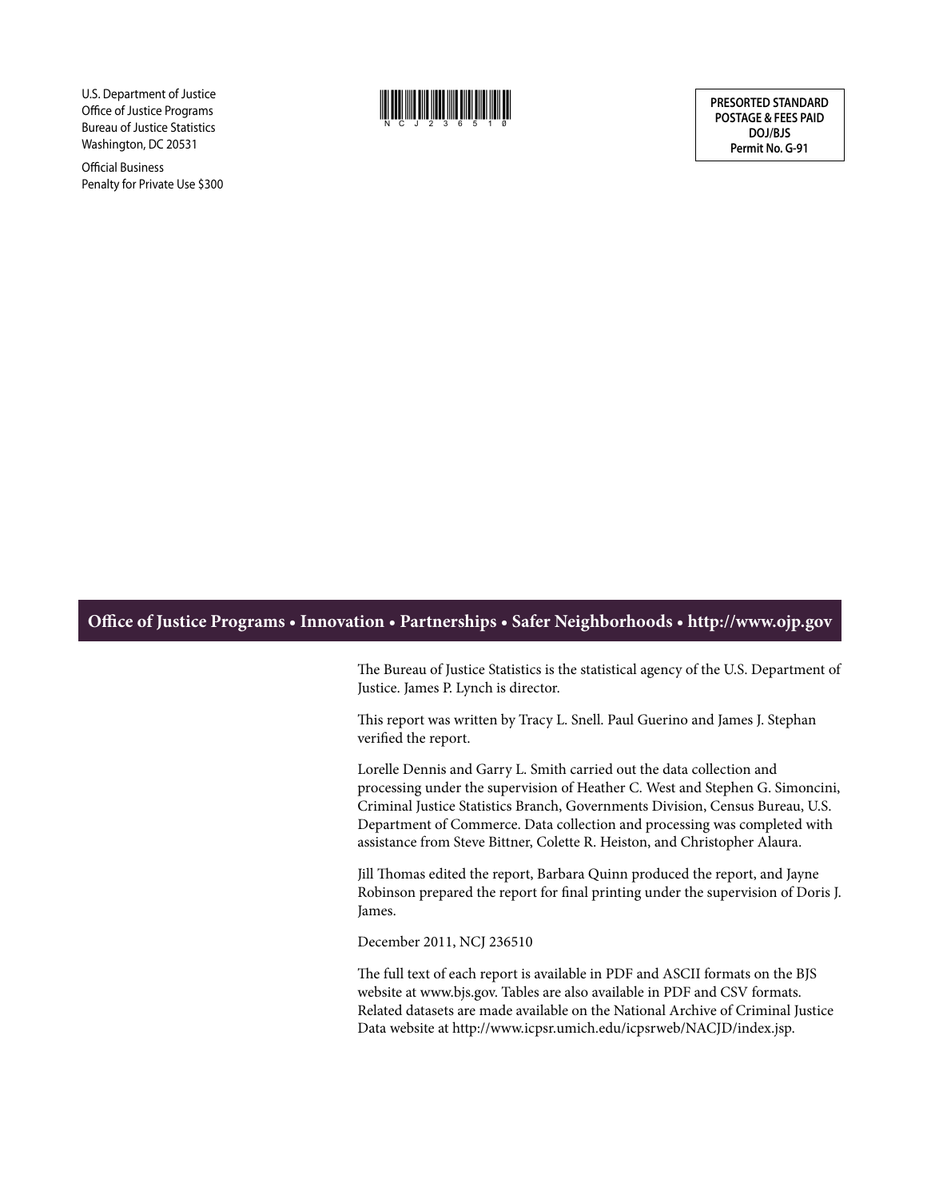U.S. Department of Justice
Office of Justice Programs
Bureau of Justice Statistics
Washington, DC 20531

Official Business
Penalty for Private Use $300

NCJ 236510

**PRESORTED STANDARD**
**POSTAGE & FEES PAID**
**DOJ/BJS**
**Permit No. G-91**

**Office of Justice Programs • Innovation • Partnerships • Safer Neighborhoods • http://www.ojp.gov**

The Bureau of Justice Statistics is the statistical agency of the U.S. Department of Justice. James P. Lynch is director.

This report was written by Tracy L. Snell. Paul Guerino and James J. Stephan verified the report.

Lorelle Dennis and Garry L. Smith carried out the data collection and processing under the supervision of Heather C. West and Stephen G. Simoncini, Criminal Justice Statistics Branch, Governments Division, Census Bureau, U.S. Department of Commerce. Data collection and processing was completed with assistance from Steve Bittner, Colette R. Heiston, and Christopher Alaura.

Jill Thomas edited the report, Barbara Quinn produced the report, and Jayne Robinson prepared the report for final printing under the supervision of Doris J. James.

December 2011, NCJ 236510

The full text of each report is available in PDF and ASCII formats on the BJS website at www.bjs.gov. Tables are also available in PDF and CSV formats. Related datasets are made available on the National Archive of Criminal Justice Data website at http://www.icpsr.umich.edu/icpsrweb/NACJD/index.jsp.